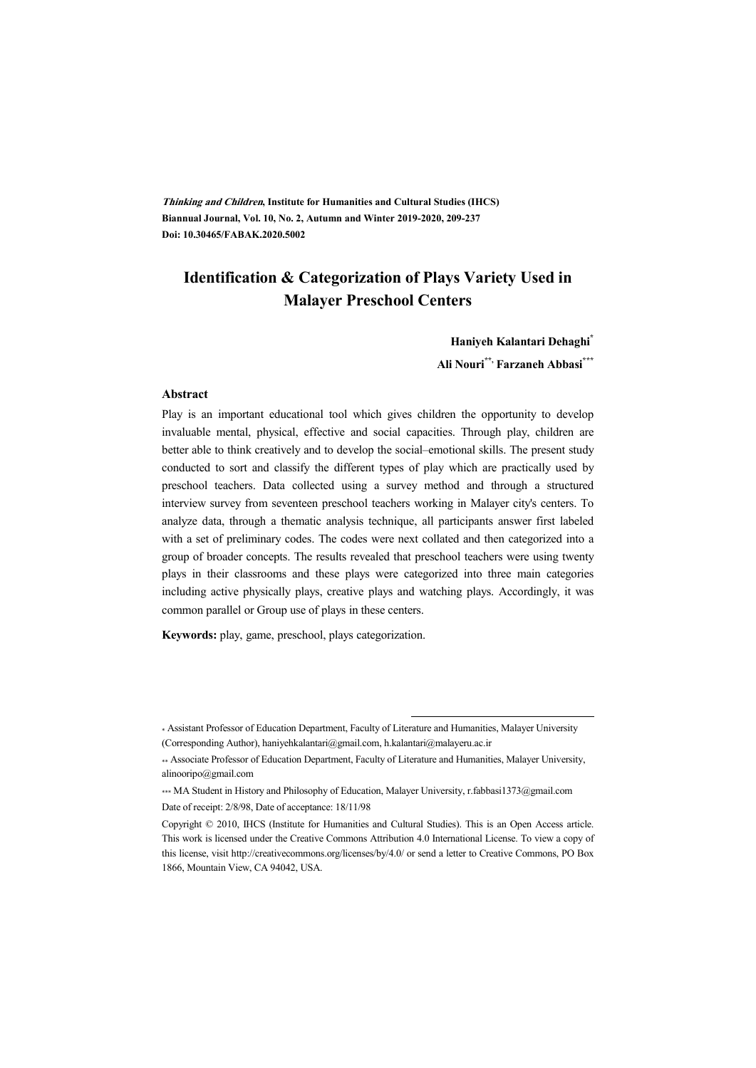***Thinking and Children*, Institute for Humanities and Cultural Studies (IHCS)**
**Biannual Journal, Vol. 10, No. 2, Autumn and Winter 2019-2020, 209-237**
**Doi: 10.30465/FABAK.2020.5002**

# Identification & Categorization of Plays Variety Used in Malayer Preschool Centers

**Haniyeh Kalantari Dehaghi***
**Ali Nouri**, Farzaneh Abbasi*****

## Abstract

Play is an important educational tool which gives children the opportunity to develop invaluable mental, physical, effective and social capacities. Through play, children are better able to think creatively and to develop the social–emotional skills. The present study conducted to sort and classify the different types of play which are practically used by preschool teachers. Data collected using a survey method and through a structured interview survey from seventeen preschool teachers working in Malayer city's centers. To analyze data, through a thematic analysis technique, all participants answer first labeled with a set of preliminary codes. The codes were next collated and then categorized into a group of broader concepts. The results revealed that preschool teachers were using twenty plays in their classrooms and these plays were categorized into three main categories including active physically plays, creative plays and watching plays. Accordingly, it was common parallel or Group use of plays in these centers.

**Keywords:** play, game, preschool, plays categorization.

---

\* Assistant Professor of Education Department, Faculty of Literature and Humanities, Malayer University (Corresponding Author), haniyehkalantari@gmail.com, h.kalantari@malayeru.ac.ir

\*\* Associate Professor of Education Department, Faculty of Literature and Humanities, Malayer University, alinooripo@gmail.com

\*\*\* MA Student in History and Philosophy of Education, Malayer University, r.fabbasi1373@gmail.com

Date of receipt: 2/8/98, Date of acceptance: 18/11/98

Copyright © 2010, IHCS (Institute for Humanities and Cultural Studies). This is an Open Access article. This work is licensed under the Creative Commons Attribution 4.0 International License. To view a copy of this license, visit http://creativecommons.org/licenses/by/4.0/ or send a letter to Creative Commons, PO Box 1866, Mountain View, CA 94042, USA.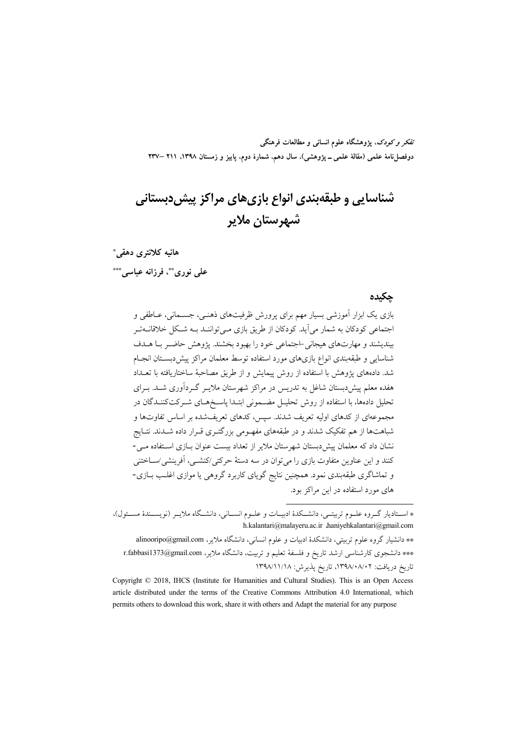# شناسایی و طبقه‌بندی انواع بازی‌های مراکز پیش‌دبستانی شهرستان ملایر

**هانیه کلانتری دهقی***

**علی نوری****، **فرزانه عباسی*****

## چکیده

بازی یک ابزار آموزشی بسیار مهم برای پرورش ظرفیت‌های ذهنی، جسمانی، عاطفی و اجتماعی کودکان به شمار می‌آید. کودکان از طریق بازی می‌توانند به شکل خلاقانه‌تر بیندیشند و مهارت‌های هیجانی-اجتماعی خود را بهبود بخشند. پژوهش حاضر با هدف شناسایی و طبقه‌بندی انواع بازی‌های مورد استفاده توسط معلمان مراکز پیش‌دبستان انجام شد. داده‌های پژوهش با استفاده از روش پیمایش و از طریق مصاحبهٔ ساختاریافته با تعداد هفده معلم پیش‌دبستان شاغل به تدریس در مراکز شهرستان ملایر گردآوری شد. برای تحلیل داده‌ها، با استفاده از روش تحلیل مضمونی ابتدا پاسخ‌های شرکت‌کنندگان در مجموعه‌ای از کدهای اولیه تعریف شدند. سپس، کدهای تعریف‌شده بر اساس تفاوت‌ها و شباهت‌ها از هم تفکیک شدند و در طبقه‌های مفهومی بزرگ‌تری قرار داده شدند. نتایج نشان داد که معلمان پیش‌دبستان شهرستان ملایر از تعداد بیست عنوان بازی استفاده می‌کنند و این عناوین متفاوت بازی را می‌توان در سه دستهٔ حرکتی/کنشی، آفرینشی/ساختنی و تماشاگری طبقه‌بندی نمود. همچنین نتایج گویای کاربرد گروهی یا موازی اغلب بازی‌های مورد استفاده در این مراکز بود.

---

* استادیار گروه علوم تربیتی، دانشکدهٔ ادبیات و علوم انسانی، دانشگاه ملایر (نویسندهٔ مسئول)، h.kalantari@malayeru.ac.ir ,haniyehkalantari@gmail.com

** دانشیار گروه علوم تربیتی، دانشکدهٔ ادبیات و علوم انسانی، دانشگاه ملایر، alinooripo@gmail.com

*** دانشجوی کارشناسی ارشد تاریخ و فلسفهٔ تعلیم و تربیت، دانشگاه ملایر، r.fabbasi1373@gmail.com

تاریخ دریافت: ۱۳۹۸/۰۸/۰۲، تاریخ پذیرش: ۱۳۹۸/۱۱/۱۸

Copyright © 2018, IHCS (Institute for Humanities and Cultural Studies). This is an Open Access article distributed under the terms of the Creative Commons Attribution 4.0 International, which permits others to download this work, share it with others and Adapt the material for any purpose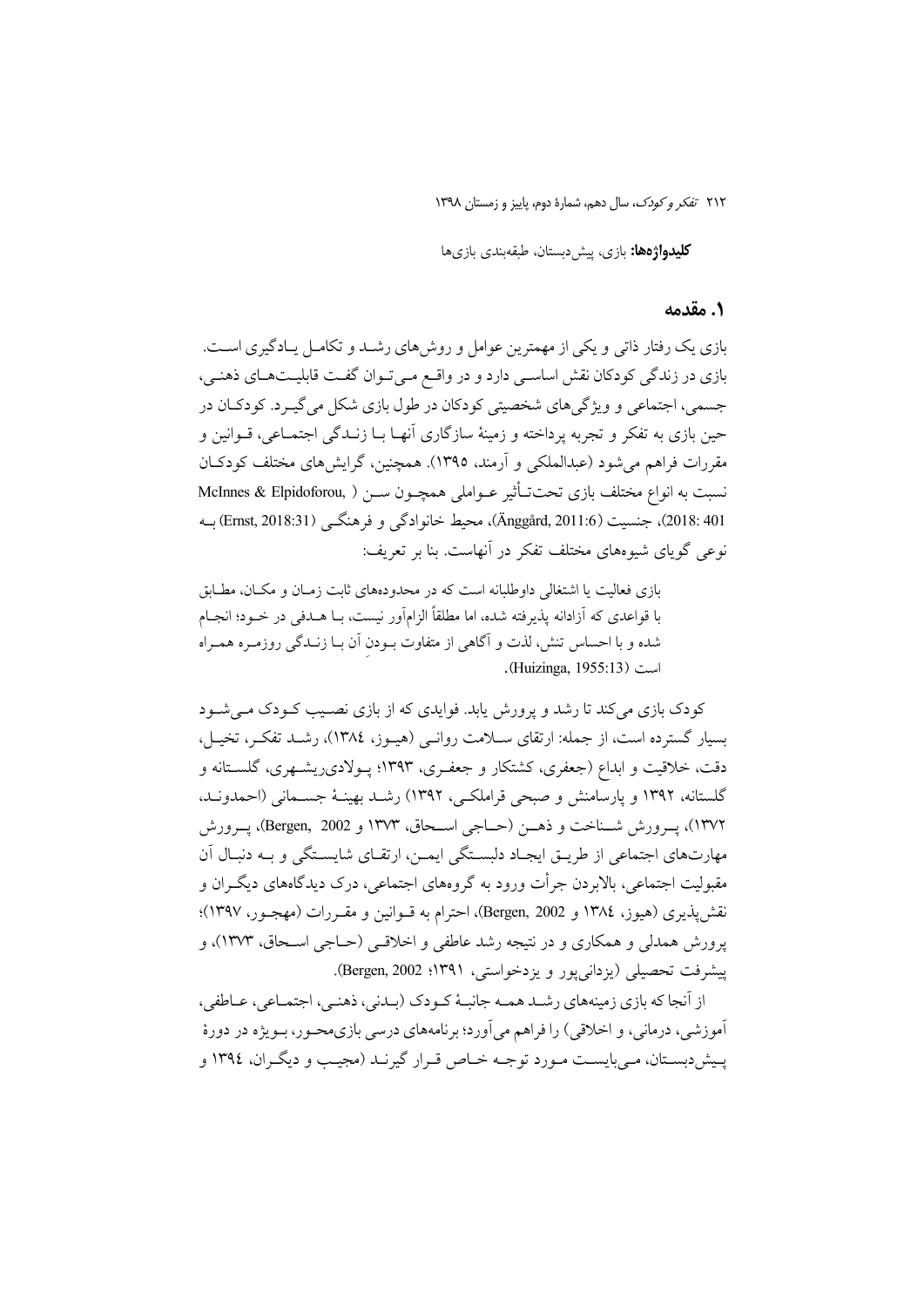**کلیدواژه‌ها:** بازی، پیش‌دبستان، طبقه‌بندی بازی‌ها

## ۱. مقدمه

بازی یک رفتار ذاتی و یکی از مهمترین عوامل و روش‌های رشد و تکامل یادگیری است. بازی در زندگی کودکان نقش اساسی دارد و در واقع می‌توان گفت قابلیت‌های ذهنی، جسمی، اجتماعی و ویژگی‌های شخصیتی کودکان در طول بازی شکل می‌گیرد. کودکان در حین بازی به تفکر و تجربه پرداخته و زمینهٔ سازگاری آنها با زندگی اجتماعی، قوانین و مقررات فراهم می‌شود (عبدالملکی و آرمند، ۱۳۹۵). همچنین، گرایش‌های مختلف کودکان نسبت به انواع مختلف بازی تحت‌تأثیر عواملی همچون سن (McInnes & Elpidoforou, 2018: 401)، جنسیت (Änggård, 2011:6)، محیط خانوادگی و فرهنگی (Ernst, 2018:31) به نوعی گویای شیوه‌های مختلف تفکر در آنهاست. بنا بر تعریف:

> بازی فعالیت یا اشتغالی داوطلبانه است که در محدوده‌های ثابت زمان و مکان، مطابق با قواعدی که آزادانه پذیرفته شده، اما مطلقاً الزام‌آور نیست، با هدفی در خود؛ انجام شده و با احساس تنش، لذت و آگاهی از متفاوت بودنِ آن با زندگی روزمره همراه است (Huizinga, 1955:13).

کودک بازی می‌کند تا رشد و پرورش یابد. فوایدی که از بازی نصیب کودک می‌شود بسیار گسترده است، از جمله: ارتقای سلامت روانی (هیوز، ۱۳۸٤)، رشد تفکر، تخیل، دقت، خلاقیت و ابداع (جعفری، کشتکار و جعفری، ۱۳۹۳؛ پولادی‌ریشهری، گلستانه و گلستانه، ۱۳۹۲ و پارسامنش و صبحی قراملکی، ۱۳۹۲) رشد بهینهٔ جسمانی (احمدوند، ۱۳۷۲)، پرورش شناخت و ذهن (حاجی اسحاق، ۱۳۷۳ و Bergen, 2002)، پرورش مهارت‌های اجتماعی از طریق ایجاد دلبستگی ایمن، ارتقای شایستگی و به دنبال آن مقبولیت اجتماعی، بالابردن جرأت ورود به گروه‌های اجتماعی، درک دیدگاه‌های دیگران و نقش‌پذیری (هیوز، ۱۳۸٤ و Bergen, 2002)، احترام به قوانین و مقررات (مهجور، ۱۳۹۷)؛ پرورش همدلی و همکاری و در نتیجه رشد عاطفی و اخلاقی (حاجی اسحاق، ۱۳۷۳)، و پیشرفت تحصیلی (یزدانی‌پور و یزدخواستی، ۱۳۹۱؛ Bergen, 2002).

از آنجا که بازی زمینه‌های رشد همه جانبهٔ کودک (بدنی، ذهنی، اجتماعی، عاطفی، آموزشی، درمانی، و اخلاقی) را فراهم می‌آورد؛ برنامه‌های درسی بازی‌محور، بویژه در دورهٔ پیش‌دبستان، می‌بایست مورد توجه خاص قرار گیرند (مجیب و دیگران، ۱۳۹٤ و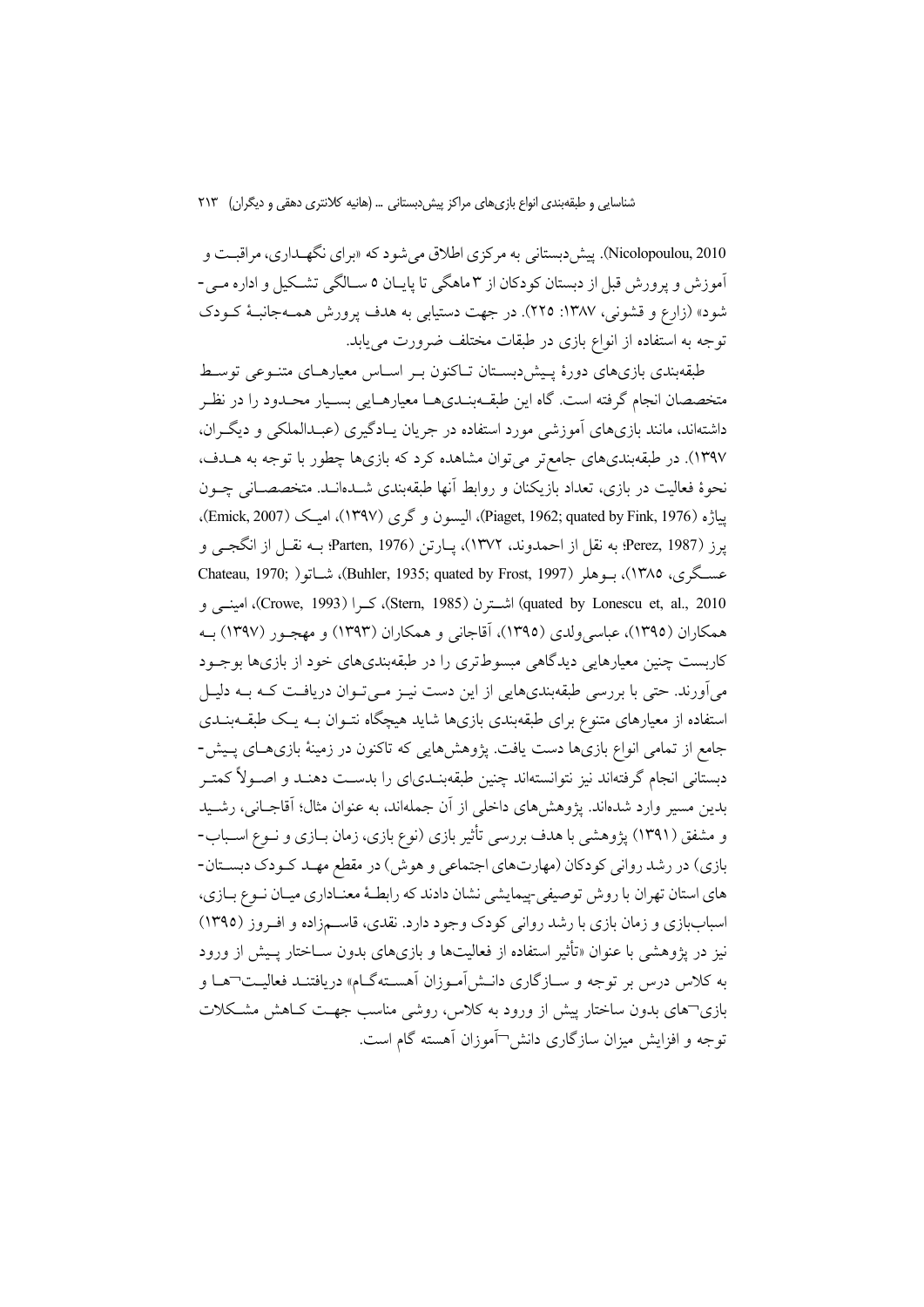Nicolopoulou, 2010). پیش‌دبستانی به مرکزی اطلاق می‌شود که «برای نگهداری، مراقبت و آموزش و پرورش قبل از دبستان کودکان از ۳ ماهگی تا پایان ۵ سالگی تشکیل و اداره می‌شود» (زارع و قشونی، ۱۳۸۷: ۲۲۵). در جهت دستیابی به هدف پرورش همه‌جانبهٔ کودک توجه به استفاده از انواع بازی در طبقات مختلف ضرورت می‌یابد.

طبقه‌بندی بازی‌های دورهٔ پیش‌دبستان تاکنون بر اساس معیارهای متنوعی توسط متخصصان انجام گرفته است. گاه این طبقه‌بندی‌ها معیارهایی بسیار محدود را در نظر داشته‌اند، مانند بازی‌های آموزشی مورد استفاده در جریان یادگیری (عبدالملکی و دیگران، ۱۳۹۷). در طبقه‌بندی‌های جامع‌تر می‌توان مشاهده کرد که بازی‌ها چطور با توجه به هدف، نحوهٔ فعالیت در بازی، تعداد بازیکنان و روابط آنها طبقه‌بندی شده‌اند. متخصصانی چون پیاژه (Piaget, 1962; quated by Fink, 1976)، الیسون و گری (۱۳۹۷)، امیک (Emick, 2007)، پرز (Perez, 1987؛ به نقل از احمدوند، ۱۳۷۲)، پارتن (Parten, 1976؛ به نقل از انگجی و عسگری، ۱۳۸۵)، بوهلر (Buhler, 1935; quated by Frost, 1997)، شاتو( Chateau, 1970; quated by Lonescu et, al., 2010) اشترن (Stern, 1985)، کرا (Crowe, 1993)، امینی و همکاران (۱۳۹۵)، عباسی‌ولدی (۱۳۹۵)، آقاجانی و همکاران (۱۳۹۳) و مهجور (۱۳۹۷) به کاربست چنین معیارهایی دیدگاهی مبسوط‌تری را در طبقه‌بندی‌های خود از بازی‌ها بوجود می‌آورند. حتی با بررسی طبقه‌بندی‌هایی از این دست نیز می‌توان دریافت که به دلیل استفاده از معیارهای متنوع برای طبقه‌بندی بازی‌ها شاید هیچگاه نتوان به یک طبقه‌بندی جامع از تمامی انواع بازی‌ها دست یافت. پژوهش‌هایی که تاکنون در زمینهٔ بازی‌های پیش‌دبستانی انجام گرفته‌اند نیز نتوانسته‌اند چنین طبقه‌بندی‌ای را بدست دهند و اصولاً کمتر بدین مسیر وارد شده‌اند. پژوهش‌های داخلی از آن جمله‌اند، به عنوان مثال؛ آقاجانی، رشید و مشفق (۱۳۹۱) پژوهشی با هدف بررسی تأثیر بازی (نوع بازی، زمان بازی و نوع اسباب‌بازی) در رشد روانی کودکان (مهارت‌های اجتماعی و هوش) در مقطع مهد کودک دبستان‌های استان تهران با روش توصیفی-پیمایشی نشان دادند که رابطهٔ معناداری میان نوع بازی، اسباب‌بازی و زمان بازی با رشد روانی کودک وجود دارد. نقدی، قاسم‌زاده و افروز (۱۳۹۵) نیز در پژوهشی با عنوان «تأثیر استفاده از فعالیت‌ها و بازی‌های بدون ساختار پیش از ورود به کلاس درس بر توجه و سازگاری دانش‌آموزان آهسته‌گام» دریافتند فعالیت‌ها و بازی‌های بدون ساختار پیش از ورود به کلاس، روشی مناسب جهت کاهش مشکلات توجه و افزایش میزان سازگاری دانش‌آموزان آهسته گام است.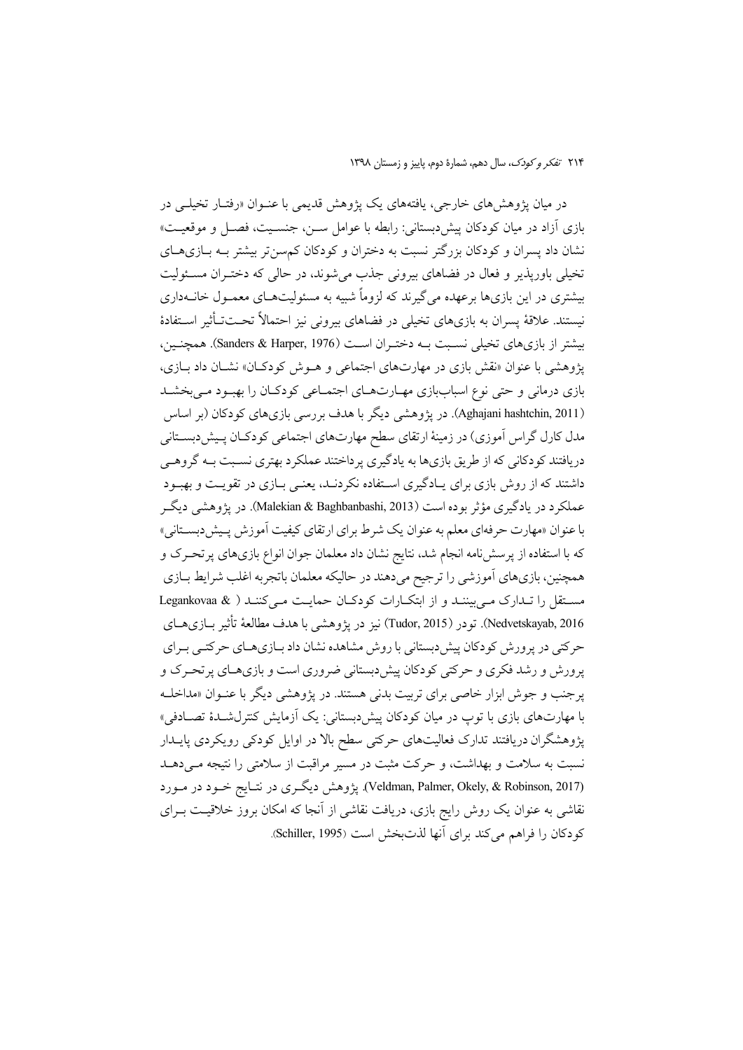در میان پژوهش‌های خارجی، یافته‌های یک پژوهش قدیمی با عنـوان «رفتـار تخیلـی در بازی آزاد در میان کودکان پیش‌دبستانی: رابطه با عوامل سـن، جنسـیت، فصـل و موقعیـت» نشان داد پسران و کودکان بزرگتر نسبت به دختران و کودکان کم‌سن‌تر بیشتر بـه بـازی‌هـای تخیلی باورپذیر و فعال در فضاهای بیرونی جذب می‌شوند، در حالی که دختـران مسـئولیت بیشتری در این بازی‌ها برعهده می‌گیرند که لزوماً شبیه به مسئولیت‌هـای معمـول خانـه‌داری نیستند. علاقهٔ پسران به بازی‌های تخیلی در فضاهای بیرونی نیز احتمالاً تحـت‌تـأثیر اسـتفادهٔ بیشتر از بازی‌های تخیلی نسـبت بـه دختـران اسـت (Sanders & Harper, 1976). همچنـین، پژوهشی با عنوان «نقش بازی در مهارت‌های اجتماعی و هـوش کودکـان» نشـان داد بـازی، بازی درمانی و حتی نوع اسباب‌بازی مهـارت‌هـای اجتمـاعی کودکـان را بهبـود مـی‌بخشـد (Aghajani hashtchin, 2011). در پژوهشی دیگر با هدف بررسی بازی‌های کودکان (بر اساس مدل کارل گراس آموزی) در زمینهٔ ارتقای سطح مهارت‌های اجتماعی کودکـان پـیش‌دبسـتانی دریافتند کودکانی که از طریق بازی‌ها به یادگیری پرداختند عملکرد بهتری نسـبت بـه گروهـی داشتند که از روش بازی برای یـادگیری اسـتفاده نکردنـد، یعنـی بـازی در تقویـت و بهبـود عملکرد در یادگیری مؤثر بوده است (Malekian & Baghbanbashi, 2013). در پژوهشی دیگـر با عنوان «مهارت حرفه‌ای معلم به عنوان یک شرط برای ارتقای کیفیت آموزش پـیش‌دبسـتانی» که با استفاده از پرسش‌نامه انجام شد، نتایج نشان داد معلمان جوان انواع بازی‌های پرتحـرک و همچنین، بازی‌های آموزشی را ترجیح می‌دهند در حالیکه معلمان باتجربه اغلب شرایط بـازی مسـتقل را تـدارک مـی‌بیننـد و از ابتکـارات کودکـان حمایـت مـی‌کننـد ( & Legankovaa Nedvetskayab, 2016). تودر (Tudor, 2015) نیز در پژوهشی با هدف مطالعهٔ تأثیر بـازی‌هـای حرکتی در پرورش کودکان پیش‌دبستانی با روش مشاهده نشان داد بـازی‌هـای حرکتـی بـرای پرورش و رشد فکری و حرکتی کودکان پیش‌دبستانی ضروری است و بازی‌هـای پرتحـرک و پرجنب و جوش ابزار خاصی برای تربیت بدنی هستند. در پژوهشی دیگر با عنـوان «مداخلـه با مهارت‌های بازی با توپ در میان کودکان پیش‌دبستانی: یک آزمایش کنترل‌شـدهٔ تصـادفی» پژوهشگران دریافتند تدارک فعالیت‌های حرکتی سطح بالا در اوایل کودکی رویکردی پایـدار نسبت به سلامت و بهداشت، و حرکت مثبت در مسیر مراقبت از سلامتی را نتیجه مـی‌دهـد (Veldman, Palmer, Okely, & Robinson, 2017). پژوهش دیگـری در نتـایج خـود در مـورد نقاشی به عنوان یک روش رایج بازی، دریافت نقاشی از آنجا که امکان بروز خلاقیـت بـرای کودکان را فراهم می‌کند برای آنها لذت‌بخش است (Schiller, 1995).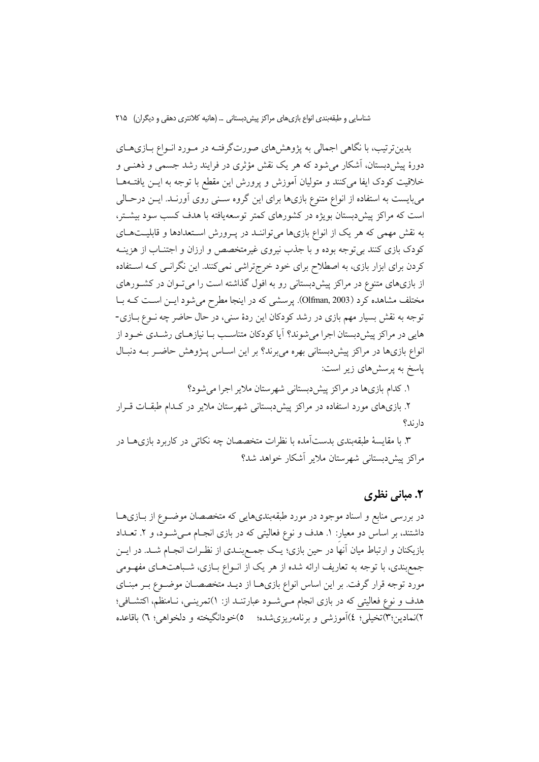بدین‌ترتیب، با نگاهی اجمالی به پژوهش‌های صورت‌گرفته در مورد انواع بازی‌های دورهٔ پیش‌دبستان، آشکار می‌شود که هر یک نقش مؤثری در فرایند رشد جسمی و ذهنی و خلاقیت کودک ایفا می‌کنند و متولیان آموزش و پرورش این مقطع با توجه به این یافته‌ها می‌بایست به استفاده از انواع متنوع بازی‌ها برای این گروه سنی روی آورند. این درحالی است که مراکز پیش‌دبستان بویژه در کشورهای کمتر توسعه‌یافته با هدف کسب سود بیشتر، به نقش مهمی که هر یک از انواع بازی‌ها می‌توانند در پرورش استعدادها و قابلیت‌های کودک بازی کنند بی‌توجه بوده و با جذب نیروی غیرمتخصص و ارزان و اجتناب از هزینه کردن برای ابزار بازی، به اصطلاح برای خود خرج‌تراشی نمی‌کنند. این نگرانی که استفاده از بازی‌های متنوع در مراکز پیش‌دبستانی رو به افول گذاشته است را می‌توان در کشورهای مختلف مشاهده کرد (Olfman, 2003). پرسشی که در اینجا مطرح می‌شود این است که با توجه به نقش بسیار مهم بازی در رشد کودکان این ردهٔ سنی، در حال حاضر چه نوع بازی‌هایی در مراکز پیش‌دبستان اجرا می‌شوند؟ آیا کودکان متناسب با نیازهای رشدی خود از انواع بازی‌ها در مراکز پیش‌دبستانی بهره می‌برند؟ بر این اساس پژوهش حاضر به دنبال پاسخ به پرسش‌های زیر است:

۱. کدام بازی‌ها در مراکز پیش‌دبستانی شهرستان ملایر اجرا می‌شود؟

۲. بازی‌های مورد استفاده در مراکز پیش‌دبستانی شهرستان ملایر در کدام طبقات قرار دارند؟

۳. با مقایسهٔ طبقه‌بندی بدست‌آمده با نظرات متخصصان چه نکاتی در کاربرد بازی‌ها در مراکز پیش‌دبستانی شهرستان ملایر آشکار خواهد شد؟

## ۲. مبانی نظری

در بررسی منابع و اسناد موجود در مورد طبقه‌بندی‌هایی که متخصصان موضوع از بازی‌ها داشتند، بر اساس دو معیار: ۱. هدف و نوع فعالیتی که در بازی انجام می‌شود، و ۲. تعداد بازیکنان و ارتباط میان آنها در حین بازی؛ یک جمع‌بندی از نظرات انجام شد. در این جمع‌بندی، با توجه به تعاریف ارائه شده از هر یک از انواع بازی، شباهت‌های مفهومی مورد توجه قرار گرفت. بر این اساس انواع بازی‌ها از دید متخصصان موضوع بر مبنای هدف و نوع فعالیتی که در بازی انجام می‌شود عبارتند از: ۱)تمرینی، نامنظم، اکتشافی؛ ۲)نمادین؛۳)تخیلی؛ ٤)آموزشی و برنامه‌ریزی‌شده؛ ٥)خودانگیخته و دلخواهی؛ ٦) باقاعده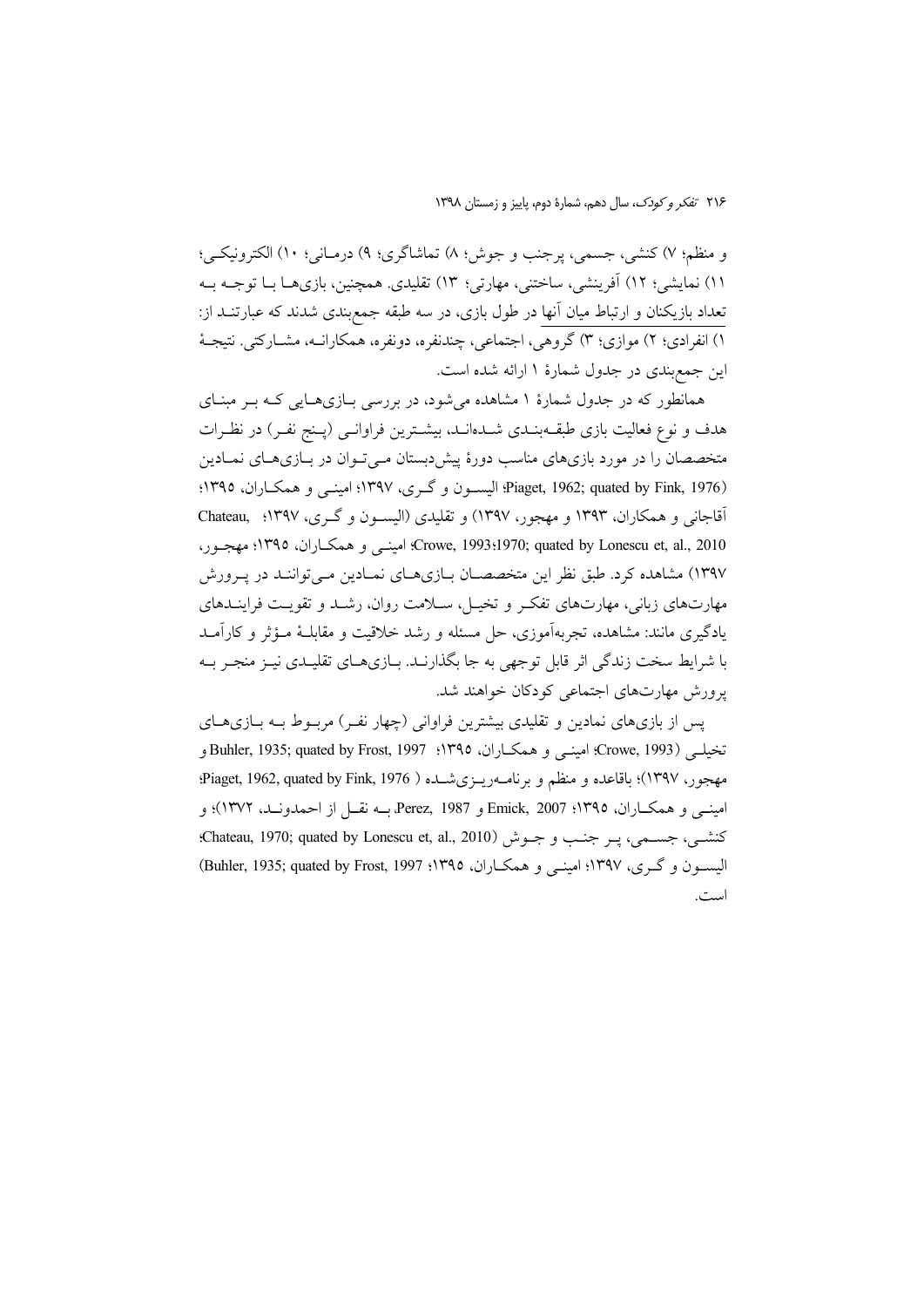و منظم؛ ۷) کنشی، جسمی، پرجنب و جوش؛ ۸) تماشاگری؛ ۹) درمانی؛ ۱۰) الکترونیکی؛ ۱۱) نمایشی؛ ۱۲) آفرینشی، ساختنی، مهارتی؛ ۱۳) تقلیدی. همچنین، بازی‌ها با توجه به تعداد بازیکنان و ارتباط میان آنها در طول بازی، در سه طبقه جمع‌بندی شدند که عبارتند از: ۱) انفرادی؛ ۲) موازی؛ ۳) گروهی، اجتماعی، چندنفره، دونفره، همکارانه، مشارکتی. نتیجهٔ این جمع‌بندی در جدول شمارهٔ ۱ ارائه شده است.

همانطور که در جدول شمارهٔ ۱ مشاهده می‌شود، در بررسی بازی‌هایی که بر مبنای هدف و نوع فعالیت بازی طبقه‌بندی شده‌اند، بیشترین فراوانی (پنج نفر) در نظرات متخصصان را در مورد بازی‌های مناسب دورهٔ پیش‌دبستان می‌توان در بازی‌های نمادین (Piaget, 1962; quated by Fink, 1976؛ الیسون و گری، ۱۳۹۷؛ امینی و همکاران، ۱۳۹۵؛ آقاجانی و همکاران، ۱۳۹۳ و مهجور، ۱۳۹۷) و تقلیدی (الیسون و گری، ۱۳۹۷؛ Chateau, 1970; quated by Lonescu et, al., 2010؛ Crowe, 1993؛ امینی و همکاران، ۱۳۹۵؛ مهجور، ۱۳۹۷) مشاهده کرد. طبق نظر این متخصصان بازی‌های نمادین می‌توانند در پرورش مهارت‌های زبانی، مهارت‌های تفکر و تخیل، سلامت روان، رشد و تقویت فرایندهای یادگیری مانند: مشاهده، تجربه‌آموزی، حل مسئله و رشد خلاقیت و مقابلهٔ مؤثر و کارآمد با شرایط سخت زندگی اثر قابل توجهی به جا بگذارند. بازی‌های تقلیدی نیز منجر به پرورش مهارت‌های اجتماعی کودکان خواهند شد.

پس از بازی‌های نمادین و تقلیدی بیشترین فراوانی (چهار نفر) مربوط به بازی‌های تخیلی (Crowe, 1993؛ امینی و همکاران، ۱۳۹۵؛ Buhler, 1935; quated by Frost, 1997 و مهجور، ۱۳۹۷)؛ باقاعده و منظم و برنامه‌ریزی‌شده (Piaget, 1962, quated by Fink, 1976؛ امینی و همکاران، ۱۳۹۵؛ Emick, 2007 و Perez, 1987، به نقل از احمدوند، ۱۳۷۲)؛ و کنشی، جسمی، پر جنب و جوش (Chateau, 1970; quated by Lonescu et, al., 2010؛ الیسون و گری، ۱۳۹۷؛ امینی و همکاران، ۱۳۹۵؛ Buhler, 1935; quated by Frost, 1997) است.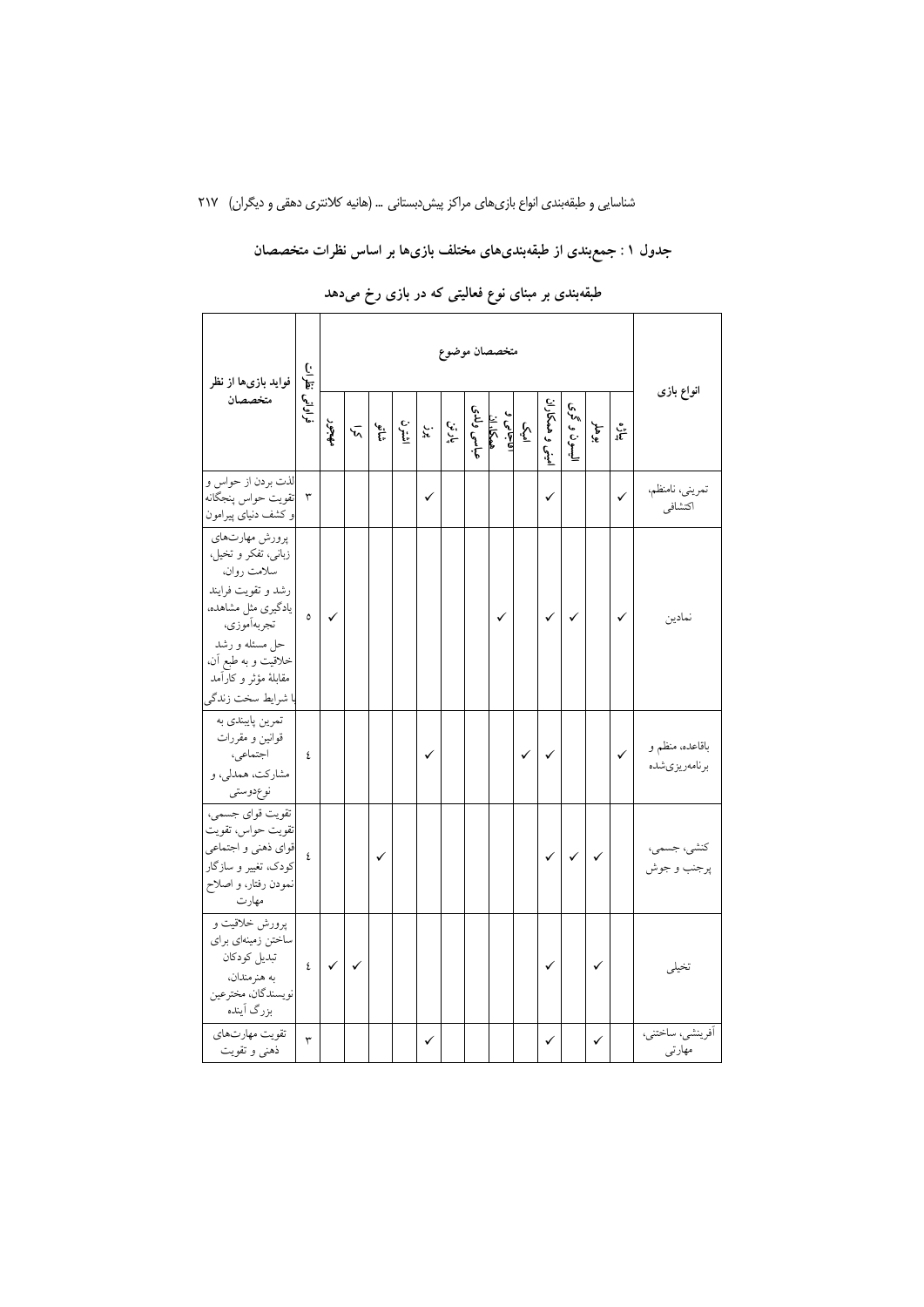**جدول ۱: جمع‌بندی از طبقه‌بندی‌های مختلف بازی‌ها بر اساس نظرات متخصصان**

**طبقه‌بندی بر مبنای نوع فعالیتی که در بازی رخ می‌دهد**

| انواع بازی | متخصصان موضوع | | | | | | | | | | | | | فراوانی | فواید بازی‌ها از نظر متخصصان |
|---|---|---|---|---|---|---|---|---|---|---|---|---|---|---|---|
| | پیاژه | بوهلر | السون و گری | امینی و همکاران | امیک | احمدی و همکاران | عباسی ولدی | پارتن | برز | اشترن | شاتو | کری | مهجور | | |
| تمرینی، نامنظم، اکتشافی | ✓ | | | ✓ | | | | | ✓ | | | | | ۳ | لذت بردن از حواس و تقویت حواس پنجگانه و کشف دنیای پیرامون |
| نمادین | ✓ | | ✓ | ✓ | | | ✓ | | | | | | ✓ | ۵ | پرورش مهارت‌های زبانی، تفکر و تخیل، سلامت روان، رشد و تقویت فرایند یادگیری مثل مشاهده، تجربه‌آموزی، حل مسئله و رشد خلاقیت و به طبع آن، مقابلهٔ مؤثر و کارآمد با شرایط سخت زندگی |
| باقاعده، منظم و برنامه‌ریزی‌شده | ✓ | | | ✓ | ✓ | | | | ✓ | | | | | ٤ | تمرین پایبندی به قوانین و مقررات اجتماعی، مشارکت، همدلی، و نوع‌دوستی |
| کنشی، جسمی، پرجنب و جوش | | ✓ | ✓ | ✓ | | | | | | | ✓ | | | ٤ | تقویت قوای جسمی، تقویت حواس، تقویت قوای ذهنی و اجتماعی کودک، تغییر و سازگار نمودن رفتار، و اصلاح مهارت |
| تخیلی | | ✓ | | ✓ | | | | | | | | ✓ | ✓ | ٤ | پرورش خلاقیت و ساختن زمینه‌ای برای تبدیل کودکان به هنرمندان، نویسندگان، مخترعین بزرگ آینده |
| آفرینشی، ساختنی، مهارتی | | ✓ | | ✓ | | | | | ✓ | | | | | ۳ | تقویت مهارت‌های ذهنی و تقویت |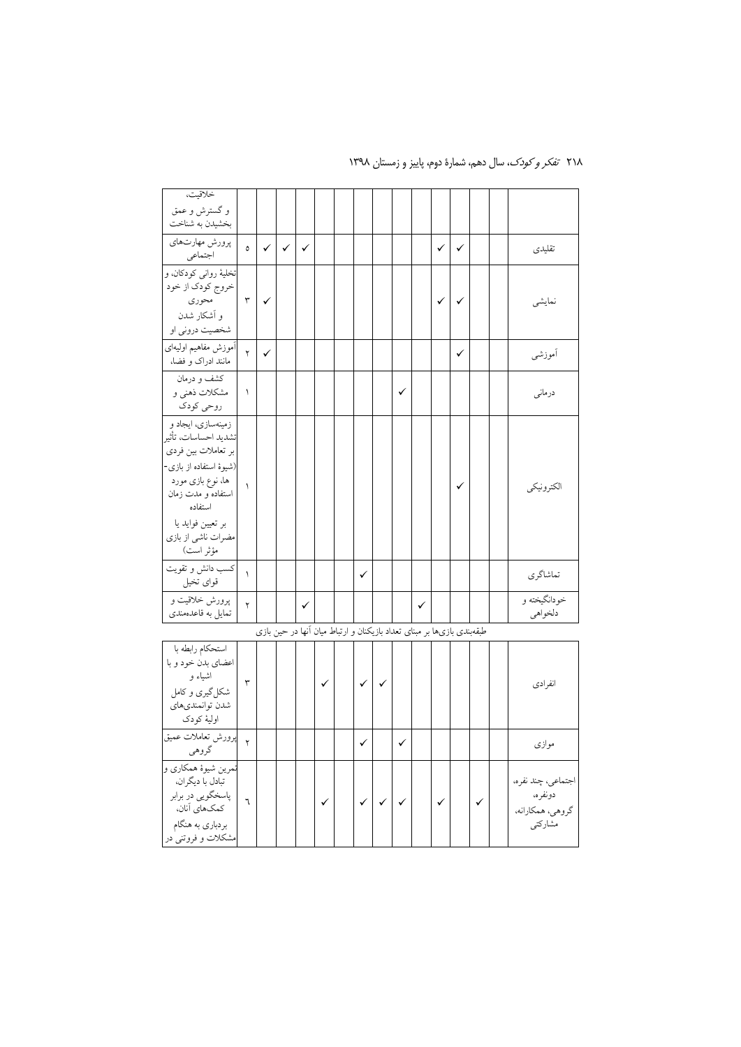| نوع بازی | | | | | | | | | | | | | | تعداد | کارکرد |
|---|---|---|---|---|---|---|---|---|---|---|---|---|---|---|---|
| | | | | | | | | | | | | | | | خلاقیت، و گسترش و عمق بخشیدن به شناخت |
| تقلیدی | | | ✓ | ✓ | | | | | | | ✓ | ✓ | ✓ | ۵ | پرورش مهارت‌های اجتماعی |
| نمایشی | | | ✓ | ✓ | | | | | | | | | ✓ | ۳ | تخلیهٔ روانی کودکان، و خروج کودک از خود محوری و آشکار شدن شخصیت درونی او |
| آموزشی | | | ✓ | | | | | | | | | | ✓ | ۲ | آموزش مفاهیم اولیه‌ای مانند ادراک و فضا، |
| درمانی | | | | | | ✓ | | | | | | | | ۱ | کشف و درمان مشکلات ذهنی و روحی کودک |
| الکترونیکی | | | ✓ | | | | | | | | | | | ۱ | زمینه‌سازی، ایجاد و تشدید احساسات، تأثیر بر تعاملات بین فردی (شیوهٔ استفاده از بازی‌ها، نوع بازی مورد استفاده و مدت زمان استفاده بر تعیین فواید یا مضرات ناشی از بازی مؤثر است) |
| تماشاگری | | | | | | | | ✓ | | | | | | ۱ | کسب دانش و تقویت قوای تخیل |
| خودانگیخته و دلخواهی | | | | | ✓ | | | | | | ✓ | | | ۲ | پرورش خلاقیت و تمایل به قاعده‌مندی |
| طبقه‌بندی بازی‌ها بر مبنای تعداد بازیکنان و ارتباط میان آنها در حین بازی | | | | | | | | | | | | | | | |
| انفرادی | | | | | | | ✓ | ✓ | | ✓ | | | | ۳ | استحکام رابطه با اعضای بدن خود و با اشیاء و شکل‌گیری و کامل شدن توانمندی‌های اولیهٔ کودک |
| موازی | | | | | | ✓ | | ✓ | | | | | | ۲ | پرورش تعاملات عمیق گروهی |
| اجتماعی، چند نفره، دونفره، گروهی، همکارانه، مشارکتی | | ✓ | | ✓ | | ✓ | ✓ | ✓ | | ✓ | | | | ٦ | تمرین شیوهٔ همکاری و تبادل با دیگران، پاسخگویی در برابر کمک‌های آنان، بردباری به هنگام مشکلات و فروتنی در |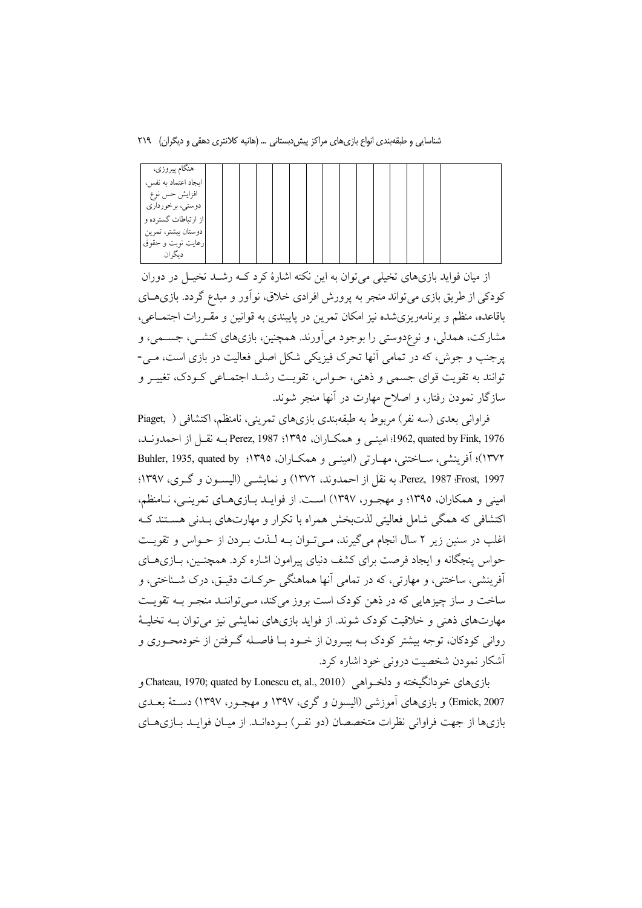| هنگام پیروزی، ایجاد اعتماد به نفس، افزایش حس نوع دوستی، برخورداری از ارتباطات گسترده و دوستان بیشتر، تمرین رعایت نوبت و حقوق دیگران | | | | | | | | | | | | | | | | | |
|---|---|---|---|---|---|---|---|---|---|---|---|---|---|---|---|---|---|

از میان فواید بازی‌های تخیلی می‌توان به این نکته اشارهٔ کرد کـه رشـد تخیـل در دوران کودکی از طریق بازی می‌تواند منجر به پرورش افرادی خلاق، نوآور و مبدع گردد. بازی‌هـای باقاعده، منظم و برنامه‌ریزی‌شده نیز امکان تمرین در پایبندی به قوانین و مقـررات اجتمـاعی، مشارکت، همدلی، و نوع‌دوستی را بوجود می‌آورند. همچنین، بازی‌های کنشـی، جسـمی، و پرجنب و جوش، که در تمامی آنها تحرک فیزیکی شکل اصلی فعالیت در بازی است، مـی‌-توانند به تقویت قوای جسمی و ذهنی، حـواس، تقویـت رشـد اجتمـاعی کـودک، تغییـر و سازگار نمودن رفتار، و اصلاح مهارت در آنها منجر شوند.

فراوانی بعدی (سه نفر) مربوط به طبقه‌بندی بازی‌های تمرینی، نامنظم، اکتشافی ( Piaget, 1962, quated by Fink, 1976؛ امینـی و همکـاران، ۱۳۹۵؛ Perez, 1987 بـه نقـل از احمدونـد، ۱۳۷۲)؛ آفرینشی، سـاختنی، مهـارتی (امینـی و همکـاران، ۱۳۹۵؛ Buhler, 1935, quated by Frost, 1997؛ Perez, 1987 به نقل از احمدوند، ۱۳۷۲) و نمایشـی (الیسـون و گـری، ۱۳۹۷؛ امینی و همکاران، ۱۳۹۵؛ و مهجـور، ۱۳۹۷) اسـت. از فوایـد بـازی‌هـای تمرینـی، نـامنظم، اکتشافی که همگی شامل فعالیتی لذت‌بخش همراه با تکرار و مهارت‌های بـدنی هسـتند کـه اغلب در سنین زیر ۲ سال انجام می‌گیرند، مـی‌تـوان بـه لـذت بـردن از حـواس و تقویـت حواس پنجگانه و ایجاد فرصت برای کشف دنیای پیرامون اشاره کرد. همچنـین، بـازی‌هـای آفرینشی، ساختنی، و مهارتی، که در تمامی آنها هماهنگی حرکـات دقیـق، درک شـناختی، و ساخت و ساز چیزهایی که در ذهن کودک است بروز می‌کند، مـی‌تواننـد منجـر بـه تقویـت مهارت‌های ذهنی و خلاقیت کودک شوند. از فواید بازی‌های نمایشی نیز می‌توان بـه تخلیـهٔ روانی کودکان، توجه بیشتر کودک بـه بیـرون از خـود بـا فاصـله گـرفتن از خودمحـوری و آشکار نمودن شخصیت درونی خود اشاره کرد.

بازی‌های خودانگیخته و دلخـواهی (Chateau, 1970; quated by Lonescu et, al., 2010 و Emick, 2007) و بازی‌های آموزشی (الیسون و گری، ۱۳۹۷ و مهجـور، ۱۳۹۷) دسـتهٔ بعـدی بازی‌ها از جهت فراوانی نظرات متخصصان (دو نفـر) بـوده‌انـد. از میـان فوایـد بـازی‌هـای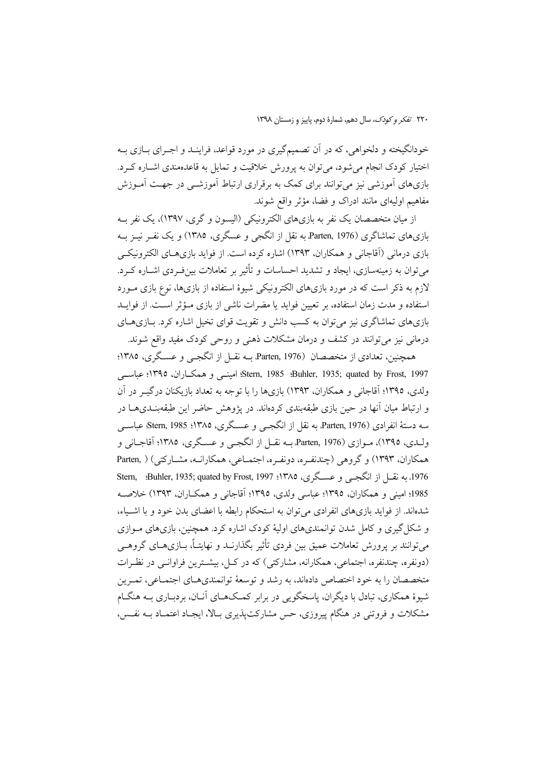خودانگیخته و دلخواهی، که در آن تصمیم‌گیری در مورد قواعد، فرایند و اجرای بازی به اختیار کودک انجام می‌شود، می‌توان به پرورش خلاقیت و تمایل به قاعده‌مندی اشاره کرد. بازی‌های آموزشی نیز می‌توانند برای کمک به برقراری ارتباط آموزشی در جهت آموزش مفاهیم اولیه‌ای مانند ادراک و فضا، مؤثر واقع شوند.

از میان متخصصان یک نفر به بازی‌های الکترونیکی (الیسون و گری، ۱۳۹۷)، یک نفر به بازی‌های تماشاگری (Parten, 1976، به نقل از انگجی و عسگری، ۱۳۸۵) و یک نفر نیز به بازی درمانی (آقاجانی و همکاران، ۱۳۹۳) اشاره کرده است. از فواید بازی‌های الکترونیکی می‌توان به زمینه‌سازی، ایجاد و تشدید احساسات و تأثیر بر تعاملات بین‌فردی اشاره کرد. لازم به ذکر است که در مورد بازی‌های الکترونیکی شیوهٔ استفاده از بازی‌ها، نوع بازی مورد استفاده و مدت زمان استفاده، بر تعیین فواید یا مضرات ناشی از بازی مؤثر است. از فواید بازی‌های تماشاگری نیز می‌توان به کسب دانش و تقویت قوای تخیل اشاره کرد. بازی‌های درمانی نیز می‌توانند در کشف و درمان مشکلات ذهنی و روحی کودک مفید واقع شوند.

همچنین، تعدادی از متخصصان (Parten, 1976، به نقل از انگجی و عسگری، ۱۳۸۵؛ Buhler, 1935; quated by Frost, 1997؛ Stern, 1985؛ امینی و همکاران، ۱۳۹۵؛ عباسی ولدی، ۱۳۹۵؛ آقاجانی و همکاران، ۱۳۹۳) بازی‌ها را با توجه به تعداد بازیکنان درگیر در آن و ارتباط میان آنها در حین بازی طبقه‌بندی کرده‌اند. در پژوهش حاضر این طبقه‌بندی‌ها در سه دستهٔ انفرادی (Parten, 1976، به نقل از انگجی و عسگری، ۱۳۸۵؛ Stern, 1985؛ عباسی ولدی، ۱۳۹۵)، موازی (Parten, 1976، به نقل از انگجی و عسگری، ۱۳۸۵؛ آقاجانی و همکاران، ۱۳۹۳) و گروهی (چندنفره، دونفره، اجتماعی، همکارانه، مشارکتی) (Parten, 1976، به نقل از انگجی و عسگری، ۱۳۸۵؛ Buhler, 1935; quated by Frost, 1997؛ Stern, 1985؛ امینی و همکاران، ۱۳۹۵؛ عباسی ولدی، ۱۳۹۵؛ آقاجانی و همکاران، ۱۳۹۳) خلاصه شده‌اند. از فواید بازی‌های انفرادی می‌توان به استحکام رابطه با اعضای بدن خود و با اشیاء، و شکل‌گیری و کامل شدن توانمندی‌های اولیهٔ کودک اشاره کرد. همچنین، بازی‌های موازی می‌توانند بر پرورش تعاملات عمیق بین فردی تأثیر بگذارند و نهایتاً، بازی‌های گروهی (دونفره، چندنفره، اجتماعی، همکارانه، مشارکتی) که در کل، بیشترین فراوانی در نظرات متخصصان را به خود اختصاص داده‌اند، به رشد و توسعهٔ توانمندی‌های اجتماعی، تمرین شیوهٔ همکاری، تبادل با دیگران، پاسخگویی در برابر کمک‌های آنان، بردباری به هنگام مشکلات و فروتنی در هنگام پیروزی، حس مشارکت‌پذیری بالا، ایجاد اعتماد به نفس،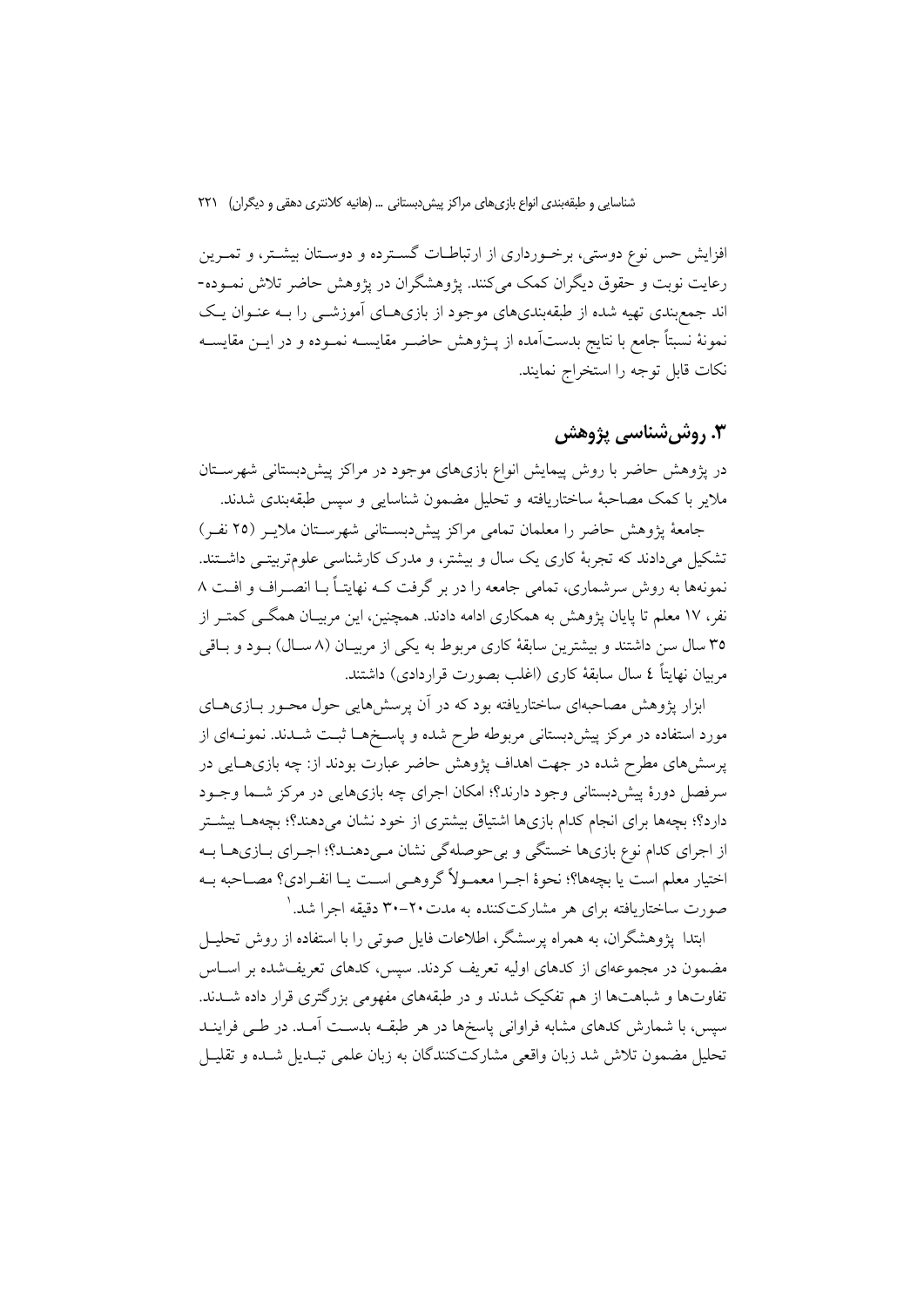افزایش حس نوع دوستی، برخورداری از ارتباطات گسترده و دوستان بیشتر، و تمرین رعایت نوبت و حقوق دیگران کمک می‌کنند. پژوهشگران در پژوهش حاضر تلاش نموده‌اند جمع‌بندی تهیه شده از طبقه‌بندی‌های موجود از بازی‌های آموزشی را به عنوان یک نمونهٔ نسبتاً جامع با نتایج بدست‌آمده از پژوهش حاضر مقایسه نموده و در این مقایسه نکات قابل توجه را استخراج نمایند.

## ۳. روش‌شناسی پژوهش

در پژوهش حاضر با روش پیمایش انواع بازی‌های موجود در مراکز پیش‌دبستانی شهرستان ملایر با کمک مصاحبهٔ ساختاریافته و تحلیل مضمون شناسایی و سپس طبقه‌بندی شدند.

جامعهٔ پژوهش حاضر را معلمان تمامی مراکز پیش‌دبستانی شهرستان ملایر (۲۵ نفر) تشکیل می‌دادند که تجربهٔ کاری یک سال و بیشتر، و مدرک کارشناسی علوم‌تربیتی داشتند. نمونه‌ها به روش سرشماری، تمامی جامعه را در بر گرفت که نهایتاً با انصراف و افت ۸ نفر، ۱۷ معلم تا پایان پژوهش به همکاری ادامه دادند. همچنین، این مربیان همگی کمتر از ۳۵ سال سن داشتند و بیشترین سابقهٔ کاری مربوط به یکی از مربیان (۸ سال) بود و باقی مربیان نهایتاً ٤ سال سابقهٔ کاری (اغلب بصورت قراردادی) داشتند.

ابزار پژوهش مصاحبه‌ای ساختاریافته بود که در آن پرسش‌هایی حول محور بازی‌های مورد استفاده در مرکز پیش‌دبستانی مربوطه طرح شده و پاسخ‌ها ثبت شدند. نمونه‌ای از پرسش‌های مطرح شده در جهت اهداف پژوهش حاضر عبارت بودند از: چه بازی‌هایی در سرفصل دورهٔ پیش‌دبستانی وجود دارند؟؛ امکان اجرای چه بازی‌هایی در مرکز شما وجود دارد؟؛ بچه‌ها برای انجام کدام بازی‌ها اشتیاق بیشتری از خود نشان می‌دهند؟؛ بچه‌ها بیشتر از اجرای کدام نوع بازی‌ها خستگی و بی‌حوصلگی نشان می‌دهند؟؛ اجرای بازی‌ها به اختیار معلم است یا بچه‌ها؟؛ نحوهٔ اجرا معمولاً گروهی است یا انفرادی؟ مصاحبه به صورت ساختاریافته برای هر مشارکت‌کننده به مدت ۲۰-۳۰ دقیقه اجرا شد.[1]

ابتدا پژوهشگران، به همراه پرسشگر، اطلاعات فایل صوتی را با استفاده از روش تحلیل مضمون در مجموعه‌ای از کدهای اولیه تعریف کردند. سپس، کدهای تعریف‌شده بر اساس تفاوت‌ها و شباهت‌ها از هم تفکیک شدند و در طبقه‌های مفهومی بزرگتری قرار داده شدند. سپس، با شمارش کدهای مشابه فراوانی پاسخ‌ها در هر طبقه بدست آمد. در طی فرایند تحلیل مضمون تلاش شد زبان واقعی مشارکت‌کنندگان به زبان علمی تبدیل شده و تقلیل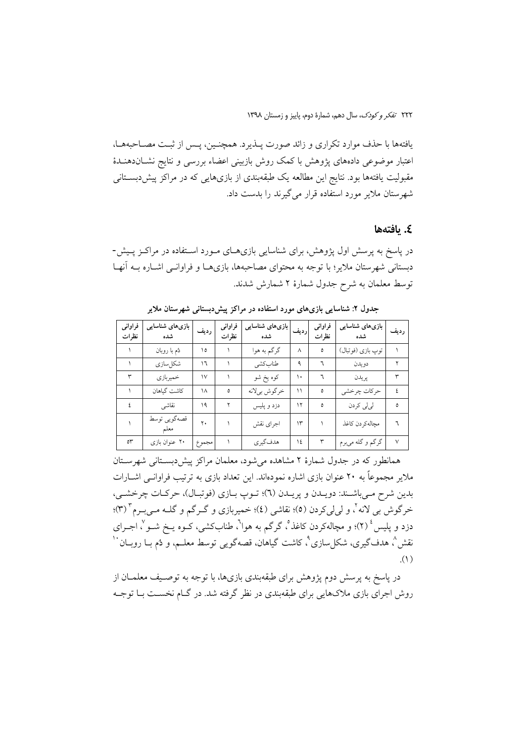یافته‌ها با حذف موارد تکراری و زائد صورت پـذیرد. همچنـین، پـس از ثبـت مصـاحبه‌هـا، اعتبار موضوعی داده‌های پژوهش با کمک روش بازبینی اعضاء بررسی و نتایج نشـان‌دهنـدهٔ مقبولیت یافته‌ها بود. نتایج این مطالعه یک طبقه‌بندی از بازی‌هایی که در مراکز پیش‌دبسـتانی شهرستان ملایر مورد استفاده قرار می‌گیرند را بدست داد.

## ٤. یافته‌ها

در پاسخ به پرسش اول پژوهش، برای شناسایی بازی‌هـای مـورد اسـتفاده در مراکـز پـیش-دبستانی شهرستان ملایر؛ با توجه به محتوای مصاحبه‌ها، بازی‌هـا و فراوانـی اشـاره بـه آنهـا توسط معلمان به شرح جدول شمارهٔ ۲ شمارش شدند.

**جدول ۲: شناسایی بازی‌های مورد استفاده در مراکز پیش‌دبستانی شهرستان ملایر**

| ردیف | بازی‌های شناسایی شده | فراوانی نظرات | ردیف | بازی‌های شناسایی شده | فراوانی نظرات | ردیف | بازی‌های شناسایی شده | فراوانی نظرات |
|---|---|---|---|---|---|---|---|---|
| ۱ | توپ بازی (فوتبال) | ٥ | ۸ | گرگم به هوا | ۱ | ۱٥ | دُم با روبان | ۱ |
| ۲ | دویدن | ٦ | ۹ | طناب‌کشی | ۱ | ۱٦ | شکل‌سازی | ۱ |
| ۳ | پریدن | ٦ | ۱۰ | کوه یخ شو | ۱ | ۱۷ | خمیربازی | ۳ |
| ٤ | حرکات چرخشی | ٥ | ۱۱ | خرگوش بی‌لانه | ٥ | ۱۸ | کاشت گیاهان | ۱ |
| ٥ | لی‌لی کردن | ٥ | ۱۲ | دزد و پلیس | ۲ | ۱۹ | نقاشی | ٤ |
| ٦ | مچاله‌کردن کاغذ | ۱ | ۱۳ | اجرای نقش | ۱ | ۲۰ | قصه‌گویی توسط معلم | ۱ |
| ۷ | گرگم و گله می‌برم | ۳ | ۱٤ | هدف‌گیری | ۱ | مجموع | ۲۰ عنوان بازی | ٥۳ |

همانطور که در جدول شمارهٔ ۲ مشاهده می‌شود، معلمان مراکز پیش‌دبسـتانی شهرسـتان ملایر مجموعاً به ۲۰ عنوان بازی اشاره نموده‌اند. این تعداد بازی به ترتیب فراوانـی اشـارات بدین شرح مـی‌باشـند: دویـدن و پریـدن (٦)؛ تـوپ بـازی (فوتبـال)، حرکـات چرخشـی، خرگوش بی لانه[2]، و لی‌لی‌کردن (٥)؛ نقاشی (٤)؛ خمیربازی و گـرگم و گلـه مـی‌بـرم[3] (۳)؛ دزد و پلیس[4] (۲)؛ و مچاله‌کردن کاغذ[5]، گرگم به هوا[6]، طناب‌کشی، کـوه یـخ شـو[7]، اجـرای نقش[8]، هدف‌گیری، شکل‌سازی[9]، کاشت گیاهان، قصه‌گویی توسط معلـم، و دُم بـا روبـان[10] (۱).

در پاسخ به پرسش دوم پژوهش برای طبقه‌بندی بازی‌ها، با توجه به توصـیف معلمـان از روش اجرای بازی ملاک‌هایی برای طبقه‌بندی در نظر گرفته شد. در گـام نخسـت بـا توجـه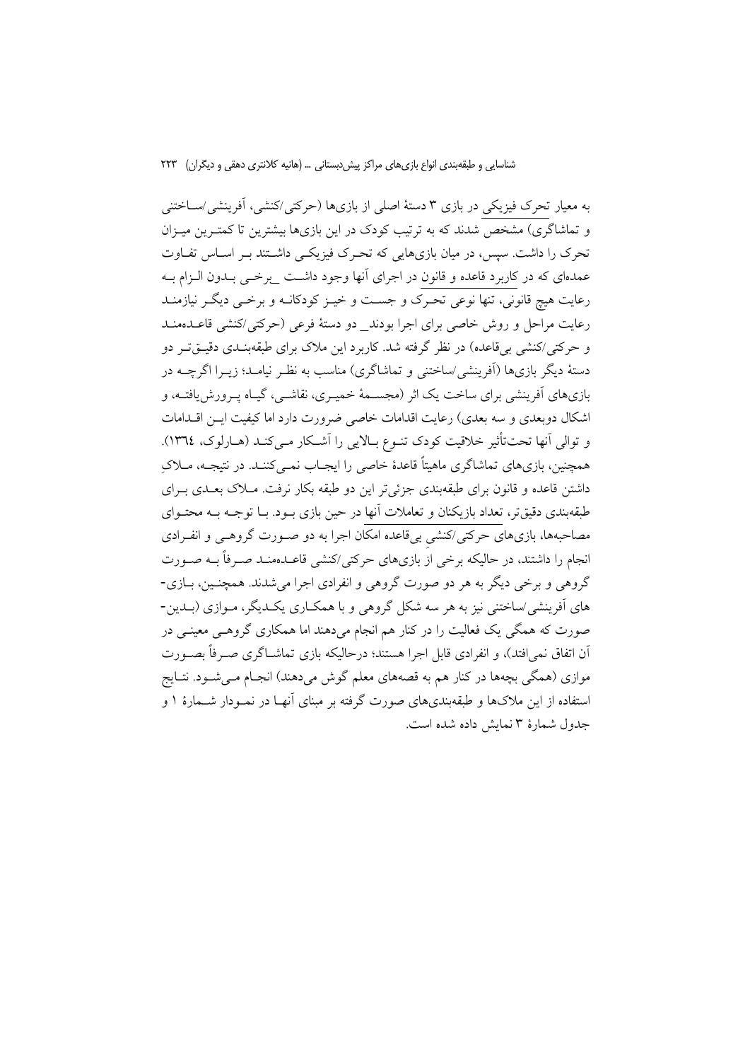به معیار تحرک فیزیکی در بازی ۳ دستهٔ اصلی از بازی‌ها (حرکتی/کنشی، آفرینشی/ساختنی و تماشاگری) مشخص شدند که به ترتیب کودک در این بازی‌ها بیشترین تا کمترین میزان تحرک را داشت. سپس، در میان بازی‌هایی که تحرک فیزیکی داشتند بر اساس تفاوت عمده‌ای که در کاربرد قاعده و قانون در اجرای آنها وجود داشت _برخی بدون الزام به رعایت هیچ قانونی، تنها نوعی تحرک و جست و خیز کودکانه و برخی دیگر نیازمند رعایت مراحل و روش خاصی برای اجرا بودند_ دو دستهٔ فرعی (حرکتی/کنشی قاعده‌مند و حرکتی/کنشی بی‌قاعده) در نظر گرفته شد. کاربرد این ملاک برای طبقه‌بندی دقیق‌تر دو دستهٔ دیگر بازی‌ها (آفرینشی/ساختنی و تماشاگری) مناسب به نظر نیامد؛ زیرا اگرچه در بازی‌های آفرینشی برای ساخت یک اثر (مجسمهٔ خمیری، نقاشی، گیاه پرورش‌یافته، و اشکال دوبعدی و سه بعدی) رعایت اقدامات خاصی ضرورت دارد اما کیفیت این اقدامات و توالی آنها تحت‌تأثیر خلاقیت کودک تنوع بالایی را آشکار می‌کند (هارلوک، ١٣٦٤). همچنین، بازی‌های تماشاگری ماهیتاً قاعدهٔ خاصی را ایجاب نمی‌کنند. در نتیجه، ملاکِ داشتن قاعده و قانون برای طبقه‌بندی جزئی‌تر این دو طبقه بکار نرفت. ملاک بعدی برای طبقه‌بندی دقیق‌تر، تعداد بازیکنان و تعاملات آنها در حین بازی بود. با توجه به محتوای مصاحبه‌ها، بازی‌های حرکتی/کنشیِ بی‌قاعده امکان اجرا به دو صورت گروهی و انفرادی انجام را داشتند، در حالیکه برخی از بازی‌های حرکتی/کنشی قاعده‌مند صرفاً به صورت گروهی و برخی دیگر به هر دو صورت گروهی و انفرادی اجرا می‌شدند. همچنین، بازی-های آفرینشی/ساختنی نیز به هر سه شکل گروهی و با همکاری یکدیگر، موازی (بدین-صورت که همگی یک فعالیت را در کنار هم انجام می‌دهند اما همکاری گروهی معینی در آن اتفاق نمی‌افتد)، و انفرادی قابل اجرا هستند؛ درحالیکه بازی تماشاگری صرفاً بصورت موازی (همگی بچه‌ها در کنار هم به قصه‌های معلم گوش می‌دهند) انجام می‌شود. نتایج استفاده از این ملاک‌ها و طبقه‌بندی‌های صورت گرفته بر مبنای آنها در نمودار شمارهٔ ۱ و جدول شمارهٔ ۳ نمایش داده شده است.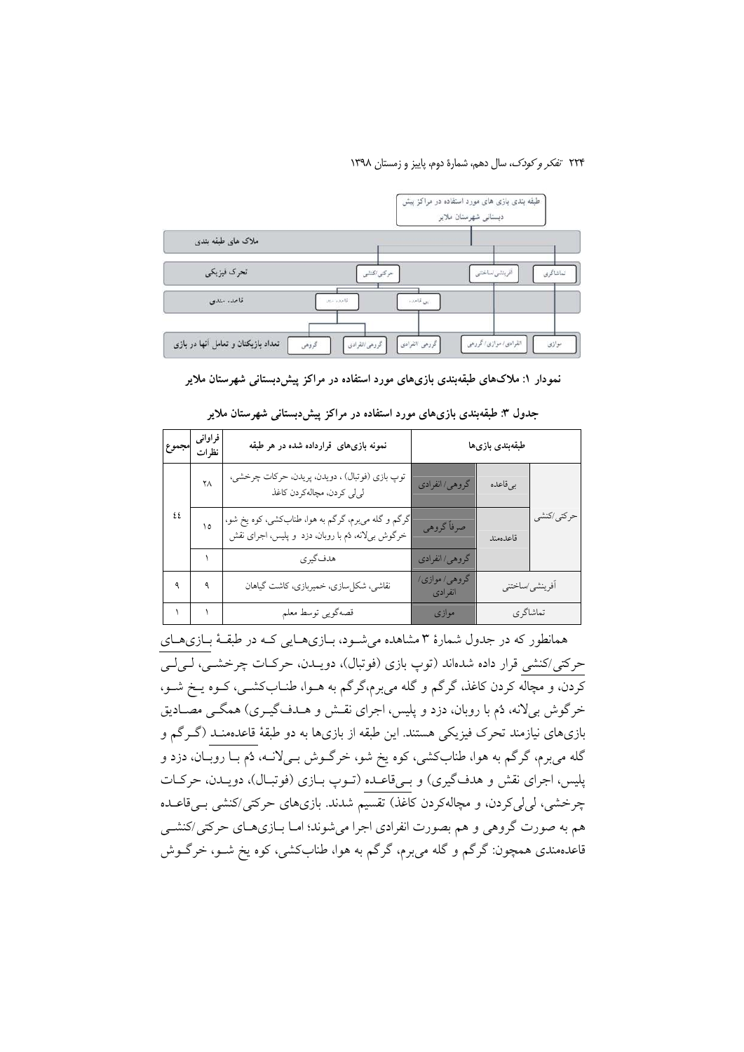طبقه بندی بازی های مورد استفاده در مراکز پیش دبستانی شهرستان ملایر

| ملاک های طبقه بندی | | | | | |
|---|---|---|---|---|---|
| تحرک فیزیکی | حرکتی/کنشی | | | آفرینشی/ساختنی | تماشاگری |
| قاعده مندی | قاعده مند | | بی قاعده | | |
| تعداد بازیکنان و تعامل آنها در بازی | گروهی | گروهی/انفرادی | گروهی /انفرادی | انفرادی/ موازی/ گروهی | موازی |

**نمودار ۱: ملاک‌های طبقه‌بندی بازی‌های مورد استفاده در مراکز پیش‌دبستانی شهرستان ملایر**

**جدول ۳: طبقه‌بندی بازی‌های مورد استفاده در مراکز پیش‌دبستانی شهرستان ملایر**

| طبقه‌بندی بازی‌ها | | | نمونه بازی‌های قرارداده شده در هر طبقه | فراوانی نظرات | مجموع |
|---|---|---|---|---|---|
| حرکتی/کنشی | بی‌قاعده | گروهی/ انفرادی | توپ بازی (فوتبال)، دویدن، پریدن، حرکات چرخشی، لی‌لی کردن، مچاله‌کردن کاغذ | ۲۸ | ٤٤ |
| | قاعده‌مند | صرفاً گروهی | گرگم و گله می‌برم، گرگم به هوا، طناب‌کشی، کوه یخ شو، خرگوش بی‌لانه، دُم با روبان، دزد و پلیس، اجرای نقش | ۱۵ | |
| | | گروهی/ انفرادی | هدف‌گیری | ۱ | |
| آفرینشی/ساختنی | | گروهی/ موازی/ انفرادی | نقاشی، شکل‌سازی، خمیربازی، کاشت گیاهان | ۹ | ۹ |
| تماشاگری | | موازی | قصه‌گویی توسط معلم | ۱ | ۱ |

همانطور که در جدول شمارهٔ ۳ مشاهده می‌شود، بازی‌هایی که در طبقهٔ بازی‌های حرکتی/کنشی قرار داده شده‌اند (توپ بازی (فوتبال)، دویدن، حرکات چرخشی، لی‌لی کردن، و مچاله کردن کاغذ، گرگم و گله می‌برم،گرگم به هوا، طناب‌کشی، کوه یخ شو، خرگوش بی‌لانه، دُم با روبان، دزد و پلیس، اجرای نقش و هدف‌گیری) همگی مصادیق بازی‌های نیازمند تحرک فیزیکی هستند. این طبقه از بازی‌ها به دو طبقهٔ قاعده‌مند (گرگم و گله می‌برم، گرگم به هوا، طناب‌کشی، کوه یخ شو، خرگوش بی‌لانه، دُم با روبان، دزد و پلیس، اجرای نقش و هدف‌گیری) و بی‌قاعده (توپ بازی (فوتبال)، دویدن، حرکات چرخشی، لی‌لی‌کردن، و مچاله‌کردن کاغذ) تقسیم شدند. بازی‌های حرکتی/کنشی بی‌قاعده هم به صورت گروهی و هم بصورت انفرادی اجرا می‌شوند؛ اما بازی‌های حرکتی/کنشی قاعده‌مندی همچون: گرگم و گله می‌برم، گرگم به هوا، طناب‌کشی، کوه یخ شو، خرگوش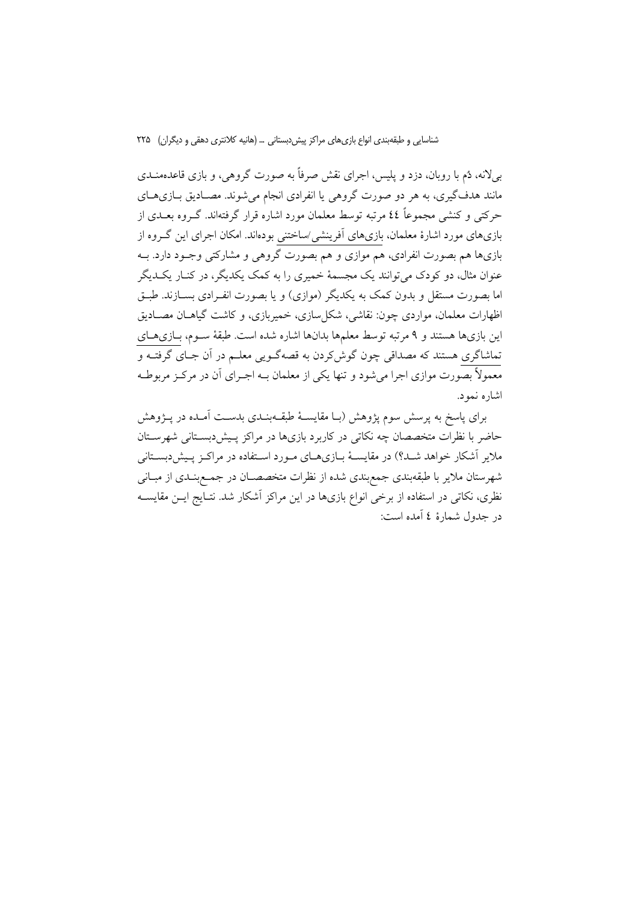بی‌لانه، دُم با روبان، دزد و پلیس، اجرای نقش صرفاً به صورت گروهی، و بازی قاعده‌مندی مانند هدف‌گیری، به هر دو صورت گروهی یا انفرادی انجام می‌شوند. مصادیق بازی‌های حرکتی و کنشی مجموعاً ٤٤ مرتبه توسط معلمان مورد اشاره قرار گرفته‌اند. گروه بعدی از بازی‌های مورد اشارهٔ معلمان، بازی‌های آفرینشی/ساختنی بوده‌اند. امکان اجرای این گروه از بازی‌ها هم بصورت انفرادی، هم موازی و هم بصورت گروهی و مشارکتی وجود دارد. به عنوان مثال، دو کودک می‌توانند یک مجسمهٔ خمیری را به کمک یکدیگر، در کنار یکدیگر اما بصورت مستقل و بدون کمک به یکدیگر (موازی) و یا بصورت انفرادی بسازند. طبق اظهارات معلمان، مواردی چون: نقاشی، شکل‌سازی، خمیربازی، و کاشت گیاهان مصادیق این بازی‌ها هستند و ۹ مرتبه توسط معلم‌ها بدان‌ها اشاره شده است. طبقهٔ سوم، بازی‌های تماشاگری هستند که مصداقی چون گوش‌کردن به قصه‌گویی معلم در آن جای گرفته و معمولاً بصورت موازی اجرا می‌شود و تنها یکی از معلمان به اجرای آن در مرکز مربوطه اشاره نمود.

برای پاسخ به پرسش سوم پژوهش (با مقایسهٔ طبقه‌بندی بدست آمده در پژوهش حاضر با نظرات متخصصان چه نکاتی در کاربرد بازی‌ها در مراکز پیش‌دبستانی شهرستان ملایر آشکار خواهد شد؟) در مقایسهٔ بازی‌های مورد استفاده در مراکز پیش‌دبستانی شهرستان ملایر با طبقه‌بندی جمع‌بندی شده از نظرات متخصصان در جمع‌بندی از مبانی نظری، نکاتی در استفاده از برخی انواع بازی‌ها در این مراکز آشکار شد. نتایج این مقایسه در جدول شمارهٔ ٤ آمده است: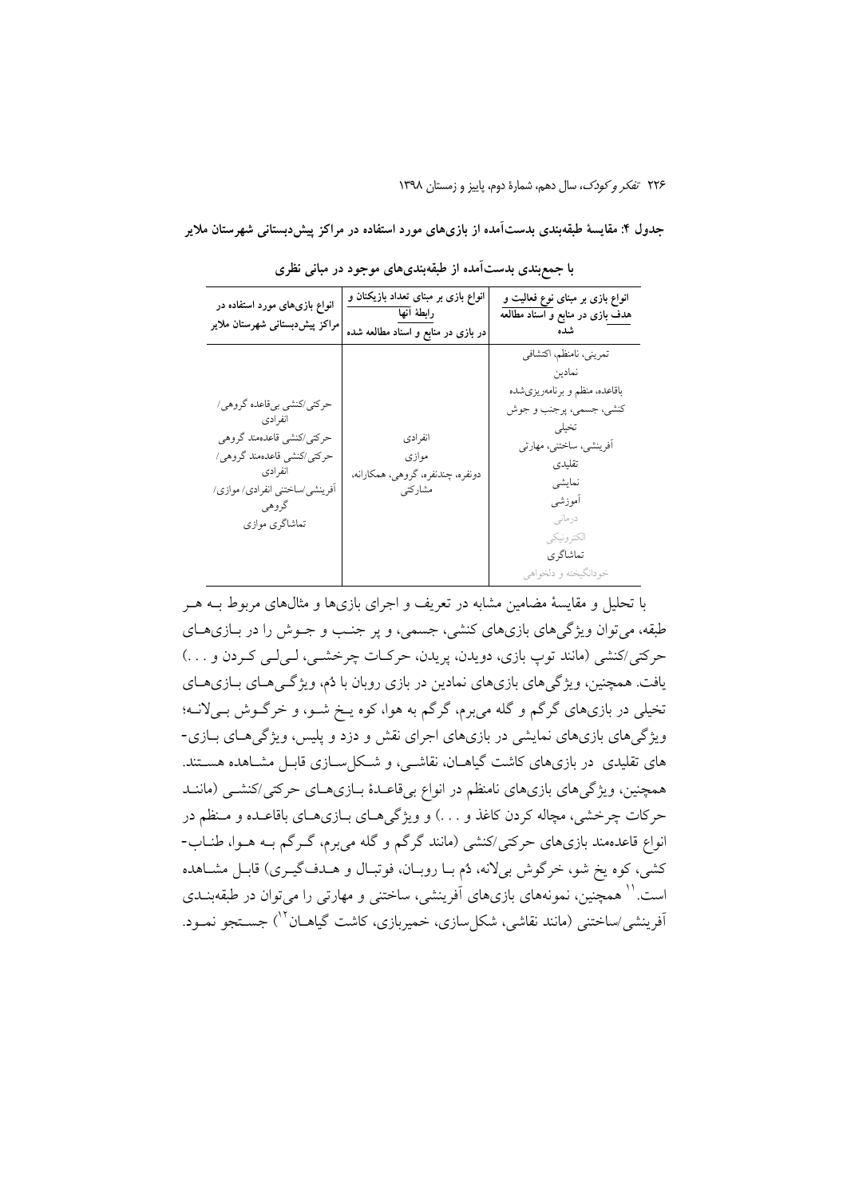**جدول ۴: مقایسهٔ طبقه‌بندی بدست‌آمده از بازی‌های مورد استفاده در مراکز پیش‌دبستانی شهرستان ملایر با جمع‌بندی بدست‌آمده از طبقه‌بندی‌های موجود در مبانی نظری**

| انواع بازی بر مبنای نوع فعالیت و هدف بازی در منابع و اسناد مطالعه شده | انواع بازی بر مبنای تعداد بازیکنان و رابطهٔ آنها در بازی در منابع و اسناد مطالعه شده | انواع بازی‌های مورد استفاده در مراکز پیش‌دبستانی شهرستان ملایر |
|---|---|---|
| تمرینی، نامنظم، اکتشافی<br>نمادین<br>باقاعده، منظم و برنامه‌ریزی‌شده<br>کنشی، جسمی، پرجنب و جوش<br>تخیلی<br>آفرینشی، ساختنی، مهارتی<br>تقلیدی<br>نمایشی<br>آموزشی<br>درمانی<br>الکترونیکی<br>تماشاگری<br>خودانگیخته و دلخواهی | انفرادی<br>موازی<br>دونفره، چندنفره، گروهی، همکارانه، مشارکتی | حرکتی/کنشی بی‌قاعده گروهی/ انفرادی<br>حرکتی/کنشی قاعده‌مند گروهی<br>حرکتی/کنشی قاعده‌مند گروهی/ انفرادی<br>آفرینشی/ساختنی انفرادی/ موازی/ گروهی<br>تماشاگری موازی |

با تحلیل و مقایسهٔ مضامین مشابه در تعریف و اجرای بازی‌ها و مثال‌های مربوط به هر طبقه، می‌توان ویژگی‌های بازی‌های کنشی، جسمی، و پر جنب و جوش را در بازی‌های حرکتی/کنشی (مانند توپ بازی، دویدن، پریدن، حرکات چرخشی، لی‌لی کردن و . . .) یافت. همچنین، ویژگی‌های بازی‌های نمادین در بازی روبان با دُم، ویژگی‌های بازی‌های تخیلی در بازی‌های گرگم و گله می‌برم، گرگم به هوا، کوه یخ شو، و خرگوش بی‌لانه؛ ویژگی‌های بازی‌های نمایشی در بازی‌های اجرای نقش و دزد و پلیس، ویژگی‌های بازی‌های تقلیدی در بازی‌های کاشت گیاهان، نقاشی، و شکل‌سازی قابل مشاهده هستند. همچنین، ویژگی‌های بازی‌های نامنظم در انواع بی‌قاعدهٔ بازی‌های حرکتی/کنشی (مانند حرکات چرخشی، مچاله کردن کاغذ و . . .) و ویژگی‌های بازی‌های باقاعده و منظم در انواع قاعده‌مند بازی‌های حرکتی/کنشی (مانند گرگم و گله می‌برم، گرگم به هوا، طناب‌کشی، کوه یخ شو، خرگوش بی‌لانه، دُم با روبان، فوتبال و هدف‌گیری) قابل مشاهده است.[11] همچنین، نمونه‌های بازی‌های آفرینشی، ساختنی و مهارتی را می‌توان در طبقه‌بندی آفرینشی/ساختنی (مانند نقاشی، شکل‌سازی، خمیربازی، کاشت گیاهان[12]) جستجو نمود.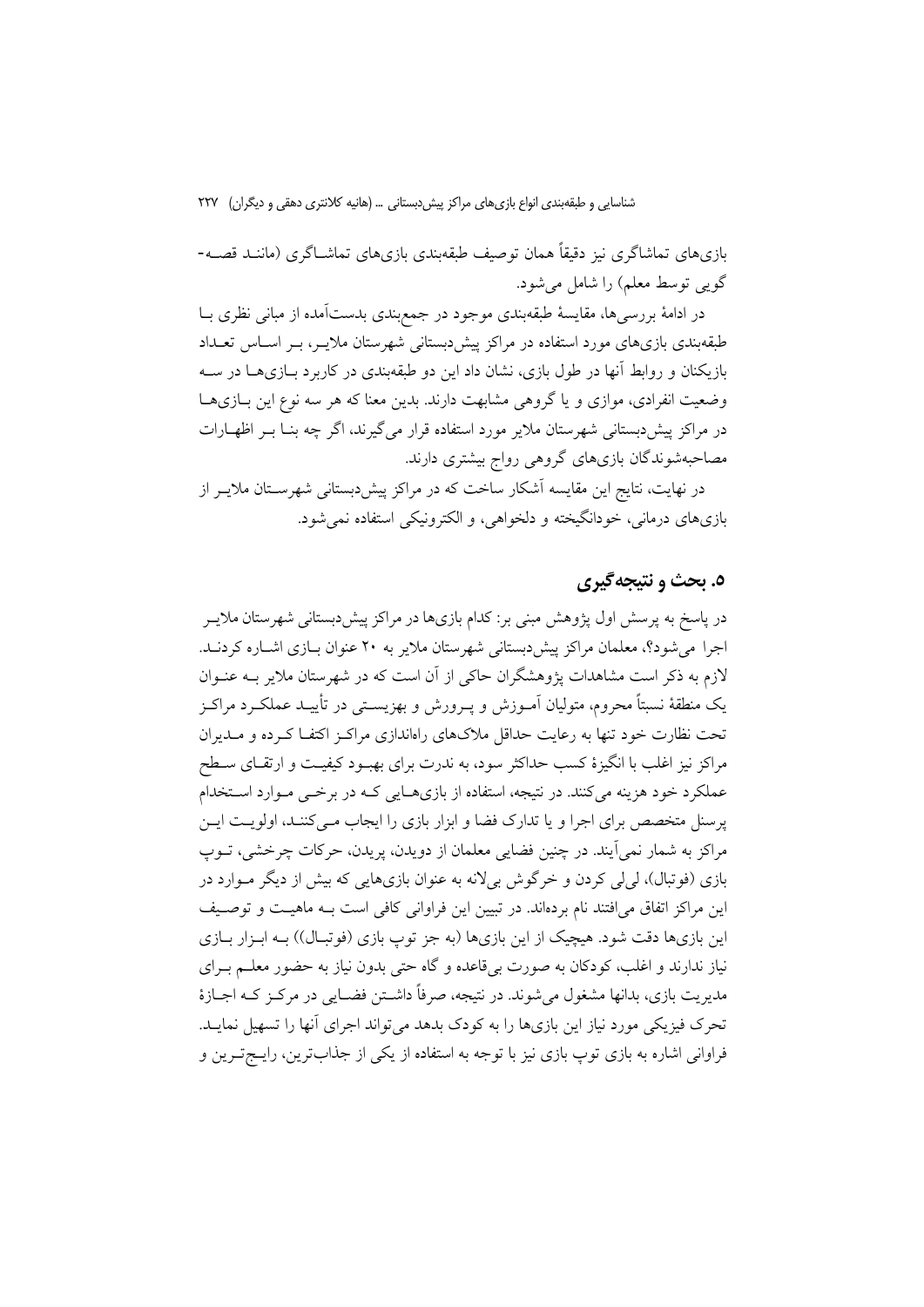بازی‌های تماشاگری نیز دقیقاً همان توصیف طبقه‌بندی بازی‌های تماشاگری (مانند قصه-گویی توسط معلم) را شامل می‌شود.

در ادامهٔ بررسی‌ها، مقایسهٔ طبقه‌بندی موجود در جمع‌بندی بدست‌آمده از مبانی نظری با طبقه‌بندی بازی‌های مورد استفاده در مراکز پیش‌دبستانی شهرستان ملایر، بر اساس تعداد بازیکنان و روابط آنها در طول بازی، نشان داد این دو طبقه‌بندی در کاربرد بازی‌ها در سه وضعیت انفرادی، موازی و یا گروهی مشابهت دارند. بدین معنا که هر سه نوع این بازی‌ها در مراکز پیش‌دبستانی شهرستان ملایر مورد استفاده قرار می‌گیرند، اگر چه بنا بر اظهارات مصاحبه‌شوندگان بازی‌های گروهی رواج بیشتری دارند.

در نهایت، نتایج این مقایسه آشکار ساخت که در مراکز پیش‌دبستانی شهرستان ملایر از بازی‌های درمانی، خودانگیخته و دلخواهی، و الکترونیکی استفاده نمی‌شود.

## ۵. بحث و نتیجه‌گیری

در پاسخ به پرسش اول پژوهش مبنی بر: کدام بازی‌ها در مراکز پیش‌دبستانی شهرستان ملایر اجرا می‌شود؟، معلمان مراکز پیش‌دبستانی شهرستان ملایر به ۲۰ عنوان بازی اشاره کردند. لازم به ذکر است مشاهدات پژوهشگران حاکی از آن است که در شهرستان ملایر به عنوان یک منطقهٔ نسبتاً محروم، متولیان آموزش و پرورش و بهزیستی در تأیید عملکرد مراکز تحت نظارت خود تنها به رعایت حداقل ملاک‌های راه‌اندازی مراکز اکتفا کرده و مدیران مراکز نیز اغلب با انگیزهٔ کسب حداکثر سود، به ندرت برای بهبود کیفیت و ارتقای سطح عملکرد خود هزینه می‌کنند. در نتیجه، استفاده از بازی‌هایی که در برخی موارد استخدام پرسنل متخصص برای اجرا و یا تدارک فضا و ابزار بازی را ایجاب می‌کنند، اولویت این مراکز به شمار نمی‌آیند. در چنین فضایی معلمان از دویدن، پریدن، حرکات چرخشی، توپ بازی (فوتبال)، لی‌لی کردن و خرگوش بی‌لانه به عنوان بازی‌هایی که بیش از دیگر موارد در این مراکز اتفاق می‌افتند نام برده‌اند. در تبیین این فراوانی کافی است به ماهیت و توصیف این بازی‌ها دقت شود. هیچیک از این بازی‌ها (به جز توپ بازی (فوتبال)) به ابزار بازی نیاز ندارند و اغلب، کودکان به صورت بی‌قاعده و گاه حتی بدون نیاز به حضور معلم برای مدیریت بازی، بدانها مشغول می‌شوند. در نتیجه، صرفاً داشتن فضایی در مرکز که اجازهٔ تحرک فیزیکی مورد نیاز این بازی‌ها را به کودک بدهد می‌تواند اجرای آنها را تسهیل نماید. فراوانی اشاره به بازی توپ بازی نیز با توجه به استفاده از یکی از جذاب‌ترین، رایج‌ترین و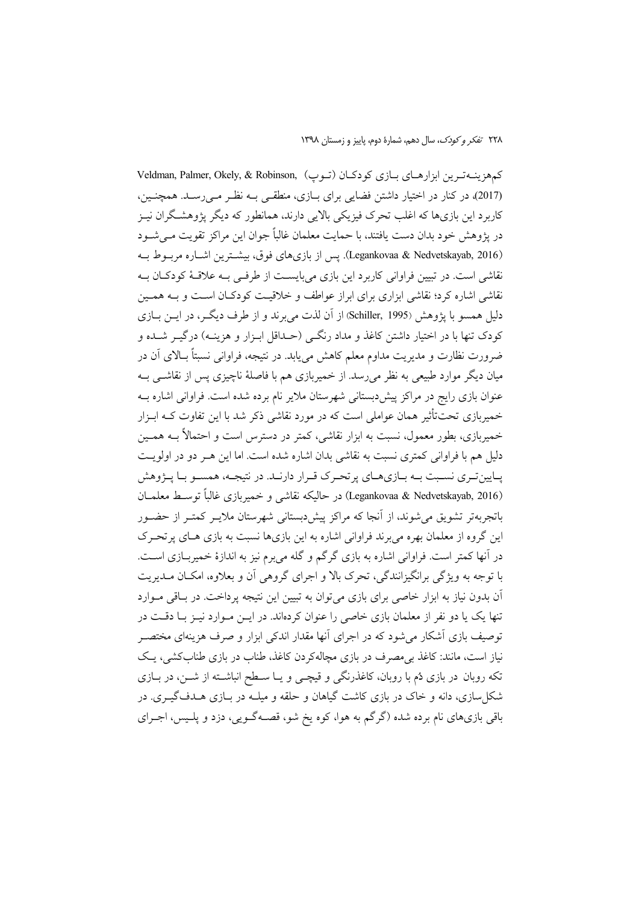کم‌هزینه‌ترین ابزارهای بازی کودکان (توپ) (Veldman, Palmer, Okely, & Robinson, 2017)، در کنار در اختیار داشتن فضایی برای بازی، منطقی به نظر می‌رسد. همچنین، کاربرد این بازی‌ها که اغلب تحرک فیزیکی بالایی دارند، همانطور که دیگر پژوهشگران نیز در پژوهش خود بدان دست یافتند، با حمایت معلمان غالباً جوان این مراکز تقویت می‌شود (Legankovaa & Nedvetskayab, 2016). پس از بازی‌های فوق، بیشترین اشاره مربوط به نقاشی است. در تبیین فراوانی کاربرد این بازی می‌بایست از طرفی به علاقهٔ کودکان به نقاشی اشاره کرد؛ نقاشی ابزاری برای ابراز عواطف و خلاقیت کودکان است و به همین دلیل همسو با پژوهش (Schiller, 1995) از آن لذت می‌برند و از طرف دیگر، در این بازی کودک تنها با در اختیار داشتن کاغذ و مداد رنگی (حداقل ابزار و هزینه) درگیر شده و ضرورت نظارت و مدیریت مداوم معلم کاهش می‌یابد. در نتیجه، فراوانی نسبتاً بالای آن در میان دیگر موارد طبیعی به نظر می‌رسد. از خمیربازی هم با فاصلهٔ ناچیزی پس از نقاشی به عنوان بازی رایج در مراکز پیش‌دبستانی شهرستان ملایر نام برده شده است. فراوانی اشاره به خمیربازی تحت‌تأثیر همان عواملی است که در مورد نقاشی ذکر شد با این تفاوت که ابزار خمیربازی، بطور معمول، نسبت به ابزار نقاشی، کمتر در دسترس است و احتمالاً به همین دلیل هم با فراوانی کمتری نسبت به نقاشی بدان اشاره شده است. اما این هر دو در اولویت پایین‌تری نسبت به بازی‌های پرتحرک قرار دارند. در نتیجه، همسو با پژوهش (Legankovaa & Nedvetskayab, 2016) در حالیکه نقاشی و خمیربازی غالباً توسط معلمان باتجربه‌تر تشویق می‌شوند، از آنجا که مراکز پیش‌دبستانی شهرستان ملایر کمتر از حضور این گروه از معلمان بهره می‌برند فراوانی اشاره به این بازی‌ها نسبت به بازی های پرتحرک در آنها کمتر است. فراوانی اشاره به بازی گرگم و گله می‌برم نیز به اندازهٔ خمیربازی است. با توجه به ویژگی برانگیزانندگی، تحرک بالا و اجرای گروهی آن و بعلاوه، امکان مدیریت آن بدون نیاز به ابزار خاصی برای بازی می‌توان به تبیین این نتیجه پرداخت. در باقی موارد تنها یک یا دو نفر از معلمان بازی خاصی را عنوان کرده‌اند. در این موارد نیز با دقت در توصیف بازی آشکار می‌شود که در اجرای آنها مقدار اندکی ابزار و صرف هزینه‌ای مختصر نیاز است، مانند: کاغذ بی‌مصرف در بازی مچاله‌کردن کاغذ، طناب در بازی طناب‌کشی، یک تکه روبان در بازی دُم با روبان، کاغذرنگی و قیچی و یا سطح انباشته از شن، در بازی شکل‌سازی، دانه و خاک در بازی کاشت گیاهان و حلقه و میله در بازی هدف‌گیری. در باقی بازی‌های نام برده شده (گرگم به هوا، کوه یخ شو، قصه‌گویی، دزد و پلیس، اجرای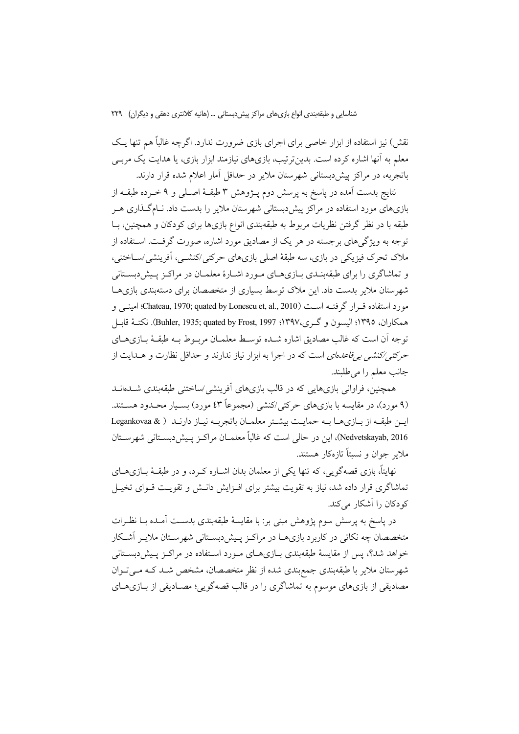نقش) نیز استفاده از ابزار خاصی برای اجرای بازی ضرورت ندارد. اگرچه غالباً هم تنها یک معلم به آنها اشاره کرده است. بدین‌ترتیب، بازی‌های نیازمند ابزار بازی، یا هدایت یک مربی باتجربه، در مراکز پیش‌دبستانی شهرستان ملایر در حداقل آمار اعلام شده قرار دارند.

نتایج بدست آمده در پاسخ به پرسش دوم پـژوهش ۳ طبقـهٔ اصـلی و ۹ خـرده طبقـه از بازی‌های مورد استفاده در مراکز پیش‌دبستانی شهرستان ملایر را بدست داد. نـام‌گـذاری هـر طبقه با در نظر گرفتن نظریات مربوط به طبقه‌بندی انواع بازی‌ها برای کودکان و همچنین، بـا توجه به ویژگی‌های برجسته در هر یک از مصادیق مورد اشاره، صورت گرفت. اسـتفاده از ملاک تحرک فیزیکی در بازی، سه طبقهٔ اصلی بازی‌های حرکتی/کنشـی، آفرینشی/سـاختنی، و تماشاگری را برای طبقه‌بنـدی بـازی‌هـای مـورد اشـارهٔ معلمـان در مراکـز پـیش‌دبسـتانی شهرستان ملایر بدست داد. این ملاک توسط بسیاری از متخصصان برای دسته‌بندی بازی‌هـا مورد استفاده قـرار گرفتـه اسـت (Chateau, 1970; quated by Lonescu et, al., 2010؛ امینـی و همکاران، ۱۳۹۵؛ الیسون و گـری،۱۳۹۷؛ Buhler, 1935; quated by Frost, 1997). نکتـهٔ قابـل توجه آن است که غالب مصادیق اشاره شـده توسـط معلمـان مربـوط بـه طبقـهٔ بـازی‌هـای *حرکتی/کنشی بی‌قاعده‌ای* است که در اجرا به ابزار نیاز ندارند و حداقل نظارت و هـدایت از جانب معلم را می‌طلبند.

همچنین، فراوانی بازی‌هایی که در قالب بازی‌های آفرینشی/ساختنی طبقه‌بندی شـده‌انـد (۹ مورد)، در مقایسه با بازی‌های حرکتی/کنشی (مجموعاً ۴۳ مورد) بسـیار محـدود هسـتند. ایـن طبقـه از بـازی‌هـا بـه حمایـت بیشـتر معلمـان باتجربـه نیـاز دارنـد ( Legankovaa & Nedvetskayab, 2016)، این در حالی است که غالباً معلمـان مراکـز پـیش‌دبسـتانی شهرسـتان ملایر جوان و نسبتاً تازه‌کار هستند.

نهایتاً، بازی قصه‌گویی، که تنها یکی از معلمان بدان اشـاره کـرد، و در طبقـهٔ بـازی‌هـای تماشاگری قرار داده شد، نیاز به تقویت بیشتر برای افـزایش دانـش و تقویـت قـوای تخیـل کودکان را آشکار می‌کند.

در پاسخ به پرسش سوم پژوهش مبنی بر: با مقایسهٔ طبقه‌بندی بدسـت آمـده بـا نظـرات متخصصان چه نکاتی در کاربرد بازی‌هـا در مراکـز پـیش‌دبسـتانی شهرسـتان ملایـر آشـکار خواهد شد؟، پس از مقایسهٔ طبقه‌بندی بـازی‌هـای مـورد اسـتفاده در مراکـز پـیش‌دبسـتانی شهرستان ملایر با طبقه‌بندی جمع‌بندی شده از نظر متخصصان، مشخص شـد کـه مـی‌تـوان مصادیقی از بازی‌های موسوم به تماشاگری را در قالب قصه‌گویی؛ مصـادیقی از بـازی‌هـای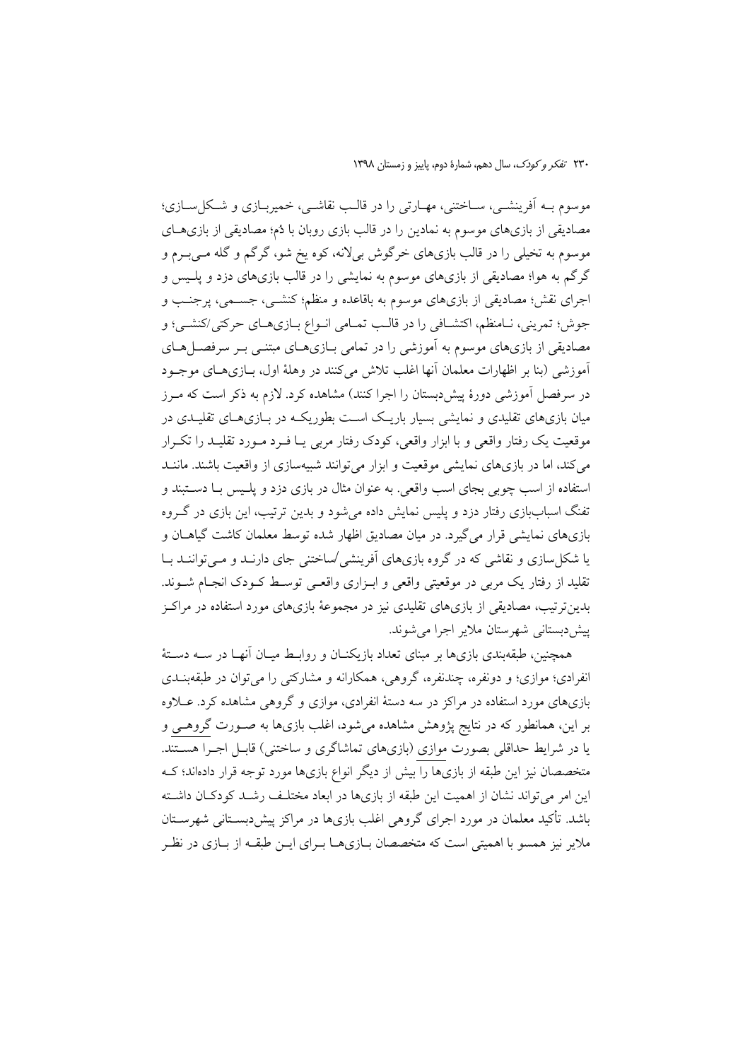موسوم به آفرینشی، ساختنی، مهارتی را در قالب نقاشی، خمیربازی و شکل‌سازی؛ مصادیقی از بازی‌های موسوم به نمادین را در قالب بازی روبان با دُم؛ مصادیقی از بازی‌های موسوم به تخیلی را در قالب بازی‌های خرگوش بی‌لانه، کوه یخ شو، گرگم و گله می‌برم و گرگم به هوا؛ مصادیقی از بازی‌های موسوم به نمایشی را در قالب بازی‌های دزد و پلیس و اجرای نقش؛ مصادیقی از بازی‌های موسوم به باقاعده و منظم؛ کنشی، جسمی، پرجنب و جوش؛ تمرینی، نامنظم، اکتشافی را در قالب تمامی انواع بازی‌های حرکتی/کنشی؛ و مصادیقی از بازی‌های موسوم به آموزشی را در تمامی بازی‌های مبتنی بر سرفصل‌های آموزشی (بنا بر اظهارات معلمان آنها اغلب تلاش می‌کنند در وهلهٔ اول، بازی‌های موجود در سرفصل آموزشی دورهٔ پیش‌دبستان را اجرا کنند) مشاهده کرد. لازم به ذکر است که مرز میان بازی‌های تقلیدی و نمایشی بسیار باریک است بطوریکه در بازی‌های تقلیدی در موقعیت یک رفتار واقعی و با ابزار واقعی، کودک رفتار مربی یا فرد مورد تقلید را تکرار می‌کند، اما در بازی‌های نمایشی موقعیت و ابزار می‌توانند شبیه‌سازی از واقعیت باشند. مانند استفاده از اسب چوبی بجای اسب واقعی. به عنوان مثال در بازی دزد و پلیس با دستبند و تفنگ اسباب‌بازی رفتار دزد و پلیس نمایش داده می‌شود و بدین ترتیب، این بازی در گروه بازی‌های نمایشی قرار می‌گیرد. در میان مصادیق اظهار شده توسط معلمان کاشت گیاهان و یا شکل‌سازی و نقاشی که در گروه بازی‌های آفرینشی/ساختنی جای دارند و می‌توانند با تقلید از رفتار یک مربی در موقعیتی واقعی و ابزاری واقعی توسط کودک انجام شوند. بدین‌ترتیب، مصادیقی از بازی‌های تقلیدی نیز در مجموعهٔ بازی‌های مورد استفاده در مراکز پیش‌دبستانی شهرستان ملایر اجرا می‌شوند.

همچنین، طبقه‌بندی بازی‌ها بر مبنای تعداد بازیکنان و روابط میان آنها در سه دستهٔ انفرادی؛ موازی؛ و دونفره، چندنفره، گروهی، همکارانه و مشارکتی را می‌توان در طبقه‌بندی بازی‌های مورد استفاده در مراکز در سه دستهٔ انفرادی، موازی و گروهی مشاهده کرد. علاوه بر این، همانطور که در نتایج پژوهش مشاهده می‌شود، اغلب بازی‌ها به صورت گروهی و یا در شرایط حداقلی بصورت موازی (بازی‌های تماشاگری و ساختنی) قابل اجرا هستند. متخصصان نیز این طبقه از بازی‌ها را بیش از دیگر انواع بازی‌ها مورد توجه قرار داده‌اند؛ که این امر می‌تواند نشان از اهمیت این طبقه از بازی‌ها در ابعاد مختلف رشد کودکان داشته باشد. تأکید معلمان در مورد اجرای گروهی اغلب بازی‌ها در مراکز پیش‌دبستانی شهرستان ملایر نیز همسو با اهمیتی است که متخصصان بازی‌ها برای این طبقه از بازی در نظر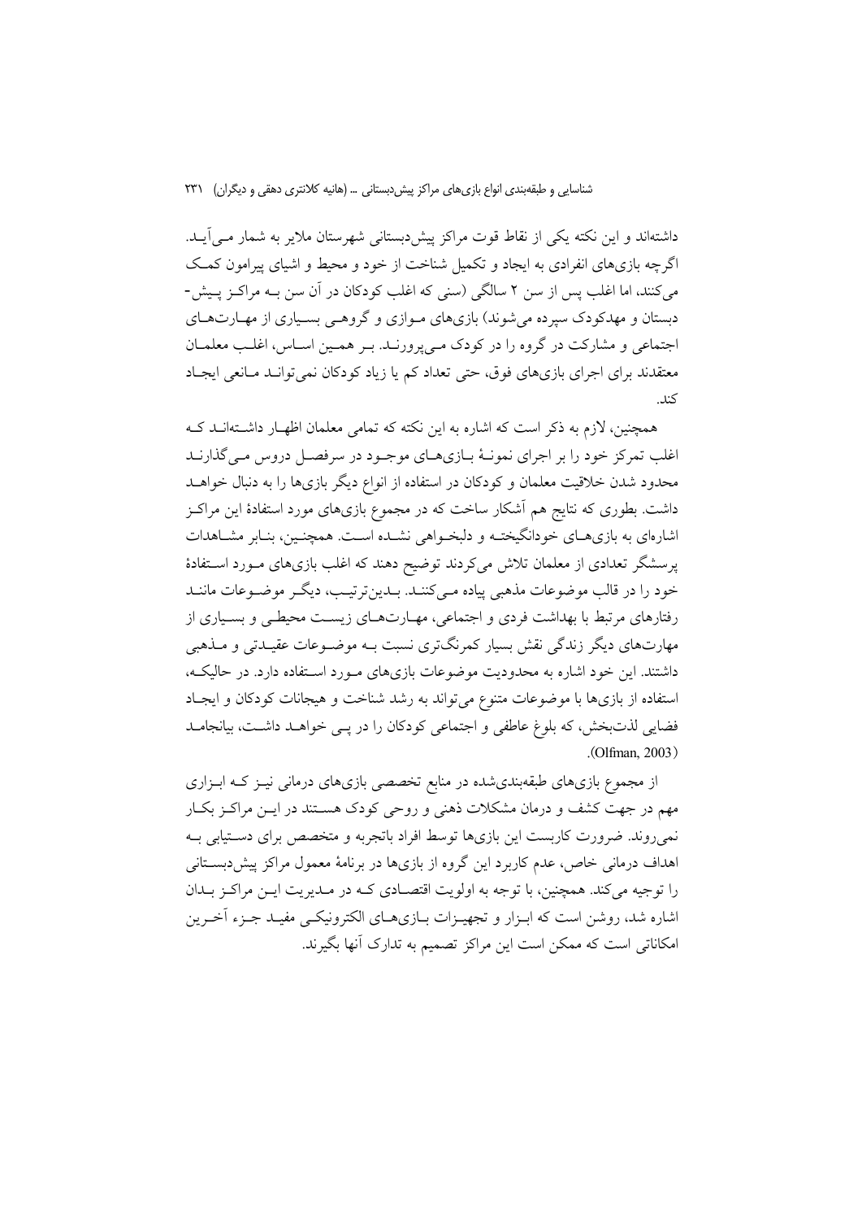داشته‌اند و این نکته یکی از نقاط قوت مراکز پیش‌دبستانی شهرستان ملایر به شمار می‌آید. اگرچه بازی‌های انفرادی به ایجاد و تکمیل شناخت از خود و محیط و اشیای پیرامون کمک می‌کنند، اما اغلب پس از سن ۲ سالگی (سنی که اغلب کودکان در آن سن به مراکز پیش‌دبستان و مهدکودک سپرده می‌شوند) بازی‌های موازی و گروهی بسیاری از مهارت‌های اجتماعی و مشارکت در گروه را در کودک می‌پرورند. بر همین اساس، اغلب معلمان معتقدند برای اجرای بازی‌های فوق، حتی تعداد کم یا زیاد کودکان نمی‌تواند مانعی ایجاد کند.

همچنین، لازم به ذکر است که اشاره به این نکته که تمامی معلمان اظهار داشته‌اند که اغلب تمرکز خود را بر اجرای نمونهٔ بازی‌های موجود در سرفصل دروس می‌گذارند محدود شدن خلاقیت معلمان و کودکان در استفاده از انواع دیگر بازی‌ها را به دنبال خواهد داشت. بطوری که نتایج هم آشکار ساخت که در مجموع بازی‌های مورد استفادهٔ این مراکز اشاره‌ای به بازی‌های خودانگیخته و دلبخواهی نشده است. همچنین، بنابر مشاهدات پرسشگر تعدادی از معلمان تلاش می‌کردند توضیح دهند که اغلب بازی‌های مورد استفادهٔ خود را در قالب موضوعات مذهبی پیاده می‌کنند. بدین‌ترتیب، دیگر موضوعات مانند رفتارهای مرتبط با بهداشت فردی و اجتماعی، مهارت‌های زیست محیطی و بسیاری از مهارت‌های دیگر زندگی نقش بسیار کمرنگ‌تری نسبت به موضوعات عقیدتی و مذهبی داشتند. این خود اشاره به محدودیت موضوعات بازی‌های مورد استفاده دارد. در حالیکه، استفاده از بازی‌ها با موضوعات متنوع می‌تواند به رشد شناخت و هیجانات کودکان و ایجاد فضایی لذت‌بخش، که بلوغ عاطفی و اجتماعی کودکان را در پی خواهد داشت، بیانجامد (Olfman, 2003).

از مجموع بازی‌های طبقه‌بندی‌شده در منابع تخصصی بازی‌های درمانی نیز که ابزاری مهم در جهت کشف و درمان مشکلات ذهنی و روحی کودک هستند در این مراکز بکار نمی‌روند. ضرورت کاربست این بازی‌ها توسط افراد باتجربه و متخصص برای دستیابی به اهداف درمانی خاص، عدم کاربرد این گروه از بازی‌ها در برنامهٔ معمول مراکز پیش‌دبستانی را توجیه می‌کند. همچنین، با توجه به اولویت اقتصادی که در مدیریت این مراکز بدان اشاره شد، روشن است که ابزار و تجهیزات بازی‌های الکترونیکی مفید جزء آخرین امکاناتی است که ممکن است این مراکز تصمیم به تدارک آنها بگیرند.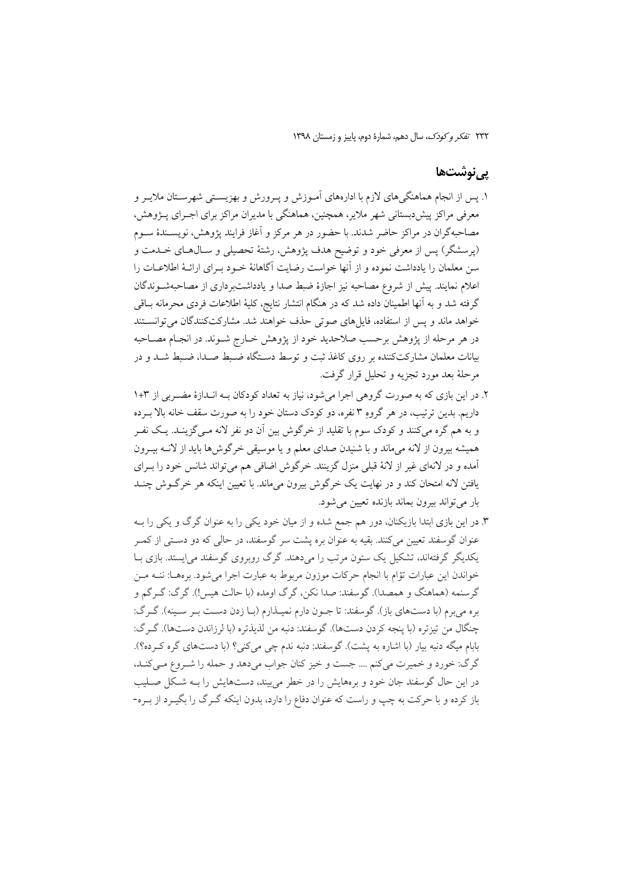## پی‌نوشت‌ها

۱. پس از انجام هماهنگی‌های لازم با اداره‌های آموزش و پرورش و بهزیستی شهرستان ملایر و معرفی مراکز پیش‌دبستانی شهر ملایر، همچنین، هماهنگی با مدیران مراکز برای اجرای پژوهش، مصاحبه‌گران در مراکز حاضر شدند. با حضور در هر مرکز و آغاز فرایند پژوهش، نویسندهٔ سوم (پرسشگر) پس از معرفی خود و توضیح هدف پژوهش، رشتهٔ تحصیلی و سال‌های خدمت و سن معلمان را یادداشت نموده و از آنها خواست رضایت آگاهانهٔ خود برای ارائهٔ اطلاعات را اعلام نمایند. پیش از شروع مصاحبه نیز اجازهٔ ضبط صدا و یادداشت‌برداری از مصاحبه‌شوندگان گرفته شد و به آنها اطمینان داده شد که در هنگام انتشار نتایج، کلیهٔ اطلاعات فردی محرمانه باقی خواهد ماند و پس از استفاده، فایل‌های صوتی حذف خواهند شد. مشارکت‌کنندگان می‌توانستند در هر مرحله از پژوهش برحسب صلاحدید خود از پژوهش خارج شوند. در انجام مصاحبه بیانات معلمان مشارکت‌کننده بر روی کاغذ ثبت و توسط دستگاه ضبط صدا، ضبط شد و در مرحلهٔ بعد مورد تجزیه و تحلیل قرار گرفت.

۲. در این بازی که به صورت گروهی اجرا می‌شود، نیاز به تعداد کودکان به اندازهٔ مضربی از ۳+۱ داریم. بدین ترتیب، در هر گروهِ ۳ نفره، دو کودک دستان خود را به صورت سقف خانه بالا برده و به هم گره می‌کنند و کودک سوم با تقلید از خرگوش بین آن دو نفر لانه می‌گزیند. یک نفر همیشه بیرون از لانه می‌ماند و با شنیدن صدای معلم و یا موسیقی خرگوش‌ها باید از لانه بیرون آمده و در لانه‌ای غیر از لانهٔ قبلی منزل گزینند. خرگوش اضافی هم می‌تواند شانس خود را برای یافتن لانه امتحان کند و در نهایت یک خرگوش بیرون می‌ماند. با تعیین اینکه هر خرگوش چند بار می‌تواند بیرون بماند بازنده تعیین می‌شود.

۳. در این بازی ابتدا بازیکنان، دور هم جمع شده و از میان خود یکی را به عنوان گرگ و یکی را به عنوان گوسفند تعیین می‌کنند. بقیه به عنوان بره پشت سر گوسفند، در حالی که دو دستی از کمر یکدیگر گرفته‌اند، تشکیل یک ستون مرتب را می‌دهند. گرگ روبروی گوسفند می‌ایستد. بازی با خواندن این عبارات توأم با انجام حرکات موزون مربوط به عبارت اجرا می‌شود. بره‌ها: ننه من گرسنمه (هماهنگ و همصدا). گوسفند: صدا نکن، گرگ اومده (با حالت هیس!). گرگ: گرگم و بره می‌برم (با دست‌های باز). گوسفند: تا جون دارم نمیذارم (با زدن دست بر سینه). گرگ: چنگال من تیزتره (با پنجه کردن دست‌ها). گوسفند: دنبه من لذیذتره (با لرزاندن دست‌ها). گرگ: بابام میگه دنبه بیار (با اشاره به پشت). گوسفند: دنبه ندم چی می‌کنی؟ (با دست‌های گره کرده؟). گرگ: خورد و خمیرت می‌کنم .... جست و خیز کنان جواب می‌دهد و حمله را شروع می‌کند، در این حال گوسفند جان خود و بره‌هایش را در خطر می‌بیند، دست‌هایش را به شکل صلیب باز کرده و با حرکت به چپ و راست که عنوان دفاع را دارد، بدون اینکه گرگ را بگیرد از بره-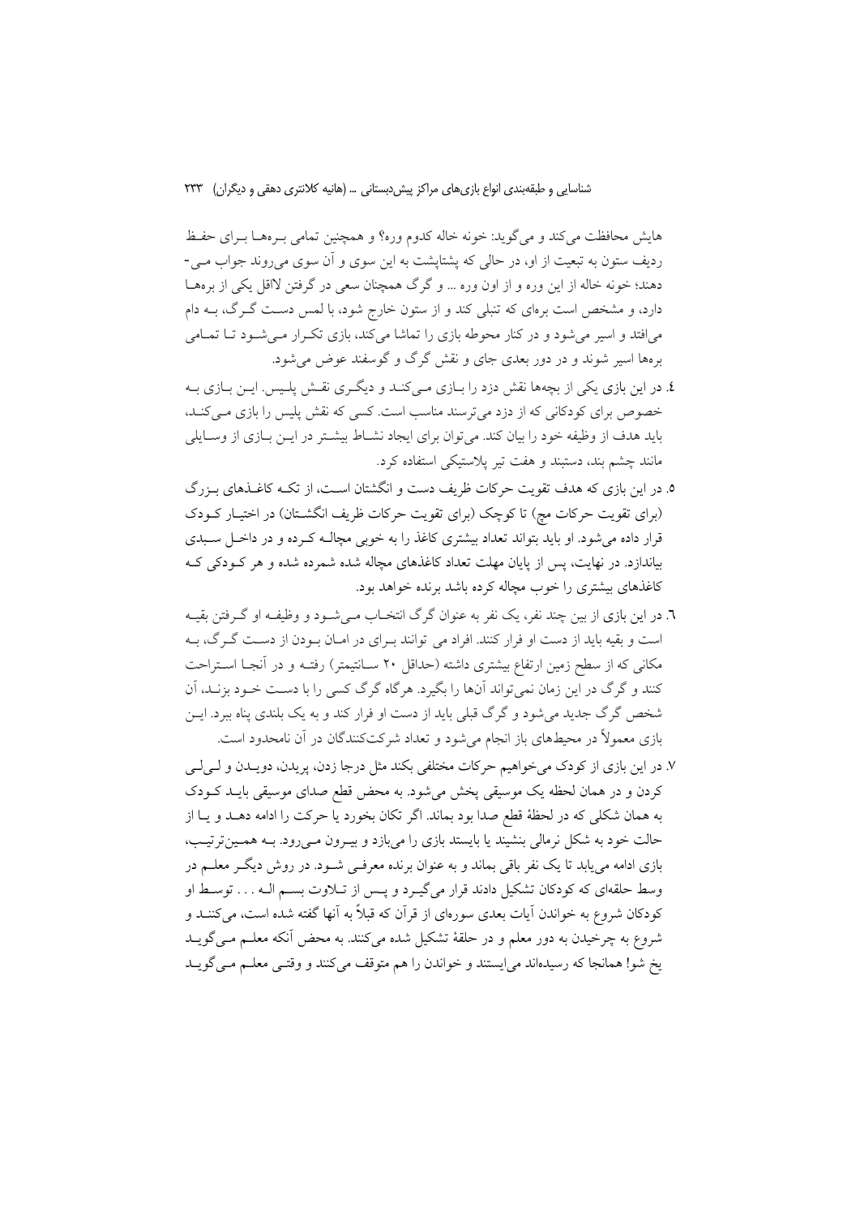هایش محافظت می‌کند و می‌گوید: خونه خاله کدوم وره؟ و همچنین تمامی بره‌ها برای حفظ ردیف ستون به تبعیت از او، در حالی که پشتاپشت به این سوی و آن سوی می‌روند جواب می‌دهند؛ خونه خاله از این وره و از اون وره ... و گرگ همچنان سعی در گرفتن لااقل یکی از بره‌ها دارد، و مشخص است بره‌ای که تنبلی کند و از ستون خارج شود، با لمس دست گرگ، به دام می‌افتد و اسیر می‌شود و در کنار محوطه بازی را تماشا می‌کند، بازی تکرار می‌شود تا تمامی بره‌ها اسیر شوند و در دور بعدی جای و نقش گرگ و گوسفند عوض می‌شود.

٤. در این بازی یکی از بچه‌ها نقش دزد را بازی می‌کند و دیگری نقش پلیس. این بازی به خصوص برای کودکانی که از دزد می‌ترسند مناسب است. کسی که نقش پلیس را بازی می‌کند، باید هدف از وظیفه خود را بیان کند. می‌توان برای ایجاد نشاط بیشتر در این بازی از وسایلی مانند چشم بند، دستبند و هفت تیر پلاستیکی استفاده کرد.

٥. در این بازی که هدف تقویت حرکات ظریف دست و انگشتان است، از تکه کاغذهای بزرگ (برای تقویت حرکات مچ) تا کوچک (برای تقویت حرکات ظریف انگشتان) در اختیار کودک قرار داده می‌شود. او باید بتواند تعداد بیشتری کاغذ را به خوبی مچاله کرده و در داخل سبدی بیاندازد. در نهایت، پس از پایان مهلت تعداد کاغذهای مچاله شده شمرده شده و هر کودکی که کاغذهای بیشتری را خوب مچاله کرده باشد برنده خواهد بود.

٦. در این بازی از بین چند نفر، یک نفر به عنوان گرگ انتخاب می‌شود و وظیفه او گرفتن بقیه است و بقیه باید از دست او فرار کنند. افراد می توانند برای در امان بودن از دست گرگ، به مکانی که از سطح زمین ارتفاع بیشتری داشته (حداقل ٢٠ سانتیمتر) رفته و در آنجا استراحت کنند و گرگ در این زمان نمی‌تواند آن‌ها را بگیرد. هرگاه گرگ کسی را با دست خود بزند، آن شخص گرگ جدید می‌شود و گرگ قبلی باید از دست او فرار کند و به یک بلندی پناه ببرد. این بازی معمولاً در محیط‌های باز انجام می‌شود و تعداد شرکت‌کنندگان در آن نامحدود است.

٧. در این بازی از کودک می‌خواهیم حرکات مختلفی بکند مثل درجا زدن، پریدن، دویدن و لی‌لی کردن و در همان لحظه یک موسیقی پخش می‌شود. به محض قطع صدای موسیقی باید کودک به همان شکلی که در لحظهٔ قطع صدا بود بماند. اگر تکان بخورد یا حرکت را ادامه دهد و یا از حالت خود به شکل نرمالی بنشیند یا بایستد بازی را می‌بازد و بیرون می‌رود. به همین‌ترتیب، بازی ادامه می‌یابد تا یک نفر باقی بماند و به عنوان برنده معرفی شود. در روش دیگر معلم در وسط حلقه‌ای که کودکان تشکیل دادند قرار می‌گیرد و پس از تلاوت بسم اله . . . توسط او کودکان شروع به خواندن آیات بعدی سوره‌ای از قرآن که قبلاً به آنها گفته شده است، می‌کنند و شروع به چرخیدن به دور معلم و در حلقهٔ تشکیل شده می‌کنند. به محض آنکه معلم می‌گوید یخ شو! همانجا که رسیده‌اند می‌ایستند و خواندن را هم متوقف می‌کنند و وقتی معلم می‌گوید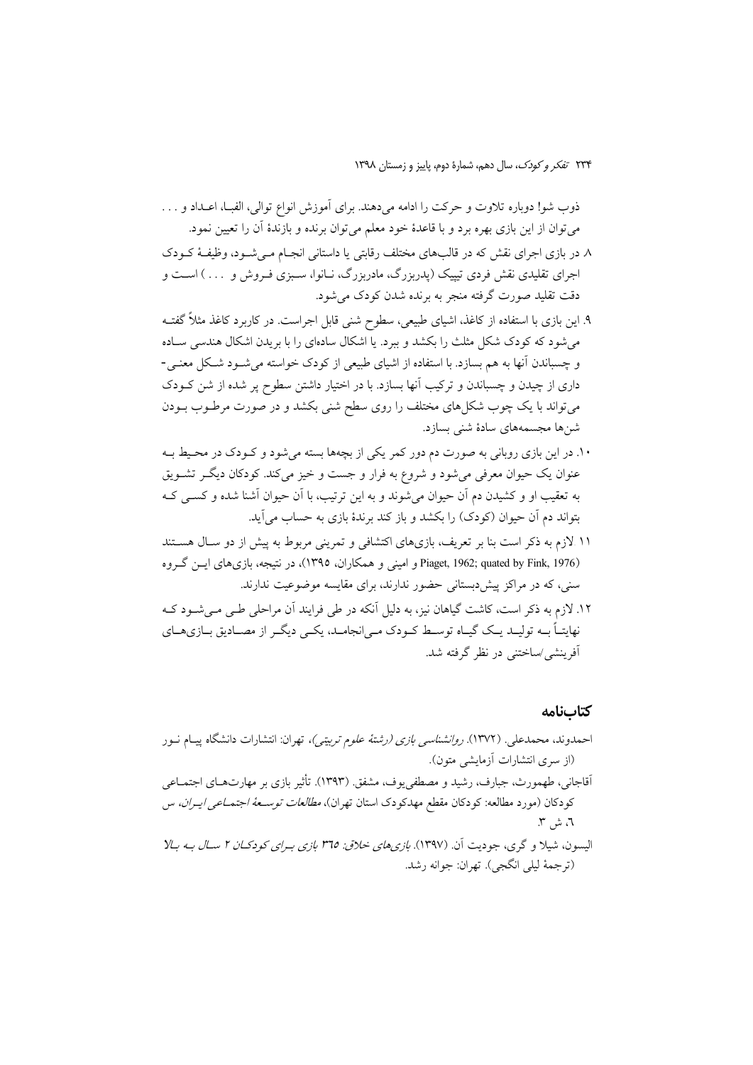ذوب شو! دوباره تلاوت و حرکت را ادامه می‌دهند. برای آموزش انواع توالی، الفبا، اعـداد و . . . می‌توان از این بازی بهره برد و با قاعدهٔ خود معلم می‌توان برنده و بازندهٔ آن را تعیین نمود.

۸. در بازی اجرای نقش که در قالب‌های مختلف رقابتی یا داستانی انجـام مـی‌شـود، وظیفـهٔ کـودک اجرای تقلیدی نقش فردی تیپیک (پدربزرگ، مادربزرگ، نـانوا، سـبزی فـروش و . . . ) اسـت و دقت تقلید صورت گرفته منجر به برنده شدن کودک می‌شود.

۹. این بازی با استفاده از کاغذ، اشیای طبیعی، سطوح شنی قابل اجراست. در کاربرد کاغذ مثلاً گفتـه می‌شود که کودک شکل مثلث را بکشد و ببرد. یا اشکال ساده‌ای را با بریدن اشکال هندسی سـاده و چسباندن آنها به هم بسازد. با استفاده از اشیای طبیعی از کودک خواسته می‌شـود شـکل معنـی-داری از چیدن و چسباندن و ترکیب آنها بسازد. با در اختیار داشتن سطوح پر شده از شن کـودک می‌تواند با یک چوب شکل‌های مختلف را روی سطح شنی بکشد و در صورت مرطـوب بـودن شن‌ها مجسمه‌های سادهٔ شنی بسازد.

۱۰. در این بازی روبانی به صورت دم دور کمر یکی از بچه‌ها بسته می‌شود و کـودک در محـیط بـه عنوان یک حیوان معرفی می‌شود و شروع به فرار و جست و خیز می‌کند. کودکان دیگـر تشـویق به تعقیب او و کشیدن دم آن حیوان می‌شوند و به این ترتیب، با آن حیوان آشنا شده و کسـی کـه بتواند دم آن حیوان (کودک) را بکشد و باز کند برندهٔ بازی به حساب می‌آید.

۱۱ لازم به ذکر است بنا بر تعریف، بازی‌های اکتشافی و تمرینی مربوط به پیش از دو سـال هسـتند (Piaget, 1962; quated by Fink, 1976 و امینی و همکاران، ۱۳۹۵)، در نتیجه، بازی‌های ایـن گـروه سنی، که در مراکز پیش‌دبستانی حضور ندارند، برای مقایسه موضوعیت ندارند.

۱۲. لازم به ذکر است، کاشت گیاهان نیز، به دلیل آنکه در طی فرایند آن مراحلی طـی مـی‌شـود کـه نهایتـاً بـه تولیـد یـک گیـاه توسـط کـودک مـی‌انجامـد، یکـی دیگـر از مصـادیق بـازی‌هـای آفرینشی/ساختنی در نظر گرفته شد.

## کتاب‌نامه

احمدوند، محمدعلی. (۱۳۷۲). *روانشناسی بازی (رشتهٔ علوم تربیتی)*، تهران: انتشارات دانشگاه پیـام نـور (از سری انتشارات آزمایشی متون).

آقاجانی، طهمورث، جبارف، رشید و مصطفی‌یوف، مشفق. (۱۳۹۳). تأثیر بازی بر مهارت‌هـای اجتمـاعی کودکان (مورد مطالعه: کودکان مقطع مهدکودک استان تهران)، *مطالعات توسـعهٔ اجتمـاعی ایـران*، س ٦، ش ۳.

الیسون، شیلا و گری، جودیت آن. (۱۳۹۷). *بازی‌های خلاق: ۳٦۵ بازی بـرای کودکـان ۲ سـال بـه بـالا* (ترجمهٔ لیلی انگجی). تهران: جوانه رشد.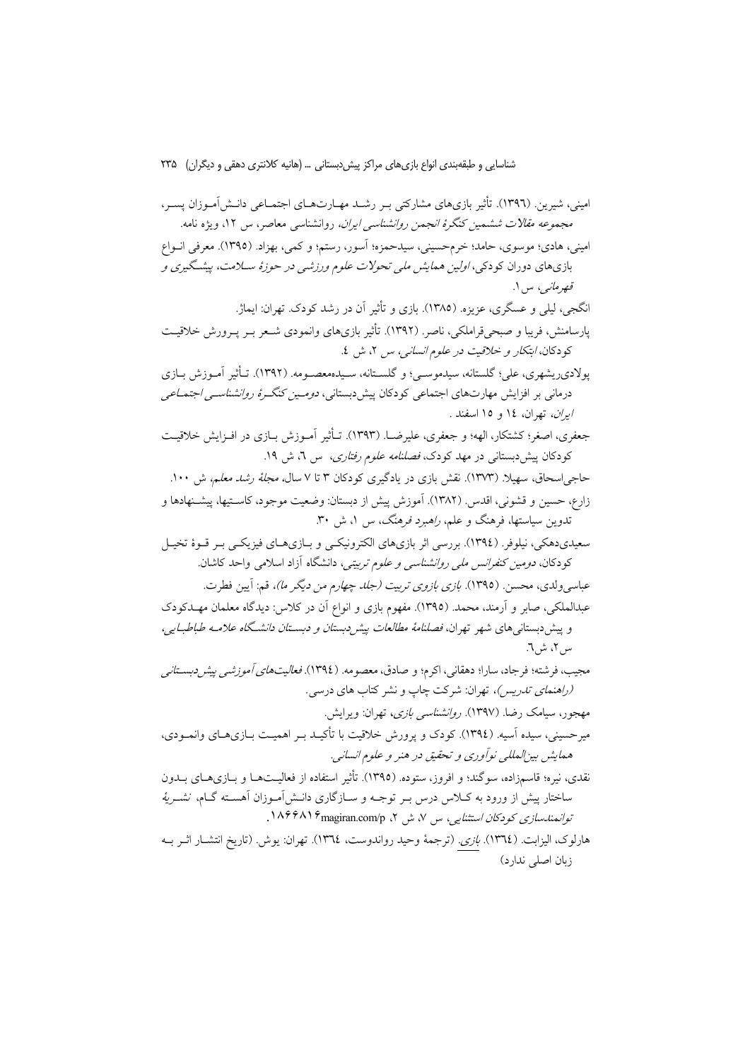امینی، شیرین. (۱۳۹٦). تأثیر بازی‌های مشارکتی بـر رشـد مهـارت‌هـای اجتمـاعی دانـش‌آمـوزان پسـر، *مجموعه مقالات ششمین کنگرهٔ انجمن روانشناسی ایران*، روانشناسی معاصر، س ۱۲، ویژه نامه.

امینی، هادی؛ موسوی، حامد؛ خرم‌حسینی، سیدحمزه؛ آسور، رستم؛ و کمی، بهزاد. (۱۳۹۵). معرفی انـواع بازی‌های دوران کودکی، *اولین همایش ملی تحولات علوم ورزشی در حوزهٔ سـلامت، پیشـگیری و قهرمانی*، س ۱.

انگجی، لیلی و عسگری، عزیزه. (۱۳۸۵). بازی و تأثیر آن در رشد کودک. تهران: ایماژ.

پارسامنش، فریبا و صبحی‌قراملکی، ناصر. (۱۳۹۲). تأثیر بازی‌های وانمودی شـعر بـر پـرورش خلاقیـت کودکان، *ابتکار و خلاقیت در علوم انسانی، س* ۲، ش ٤.

پولادی‌ریشهری، علی؛ گلستانه، سیدموسـی؛ و گلسـتانه، سـیده‌معصـومه. (۱۳۹۲). تـأثیر آمـوزش بـازی درمانی بر افزایش مهارت‌های اجتماعی کودکان پیش‌دبستانی، *دومـین کنگـرهٔ روانشناسـی اجتمـاعی ایران*، تهران، ۱٤ و ۱۵ اسفند .

جعفری، اصغر؛ کشتکار، الهه؛ و جعفری، علیرضـا. (۱۳۹۳). تـأثیر آمـوزش بـازی در افـزایش خلاقیـت کودکان پیش‌دبستانی در مهد کودک، *فصلنامه علوم رفتاری*، س ٦، ش ۱۹.

حاجی‌اسحاق، سهیلا. (۱۳۷۳). نقش بازی در یادگیری کودکان ۳ تا ۷ سال، *مجلهٔ رشد معلم*، ش ۱۰۰.

زارع، حسین و قشونی، اقدس. (۱۳۸۲). آموزش پیش از دبستان: وضعیت موجود، کاستیها، پیشـنهادها و تدوین سیاستها، فرهنگ و علم، *راهبرد فرهنگ*، س ۱، ش ۳۰.

سعیدی‌دهکی، نیلوفر. (۱۳۹٤). بررسی اثر بازی‌های الکترونیکـی و بـازی‌هـای فیزیکـی بـر قـوهٔ تخیـل کودکان، *دومین کنفرانس ملی روانشناسی و علوم تربیتی*، دانشگاه آزاد اسلامی واحد کاشان.

عباسی‌ولدی، محسن. (۱۳۹۵). *بازی بازوی تربیت (جلد چهارم من دیگر ما)*، قم: آیین فطرت.

عبدالملکی، صابر و آرمند، محمد. (۱۳۹۵). مفهوم بازی و انواع آن در کلاس: دیدگاه معلمان مهـدکودک و پیش‌دبستانی‌های شهر تهران، *فصلنامهٔ مطالعات پیش‌دبستان و دبسـتان دانشـگاه علامـه طباطبـایی*، س۲، ش٦.

مجیب، فرشته؛ فرجاد، سارا؛ دهقانی، اکرم؛ و صادق، معصومه. (۱۳۹٤). *فعالیت‌های آموزشی پیش‌دبسـتانی (راهنمای تدریس)*، تهران: شرکت چاپ و نشر کتاب های درسی.

مهجور، سیامک رضا. (۱۳۹۷). *روانشناسی بازی*، تهران: ویرایش.

میرحسینی، سیده آسیه. (۱۳۹٤). کودک و پرورش خلاقیت با تأکیـد بـر اهمیـت بـازی‌هـای وانمـودی، *همایش بین‌المللی نوآوری و تحقیق در هنر و علوم انسانی*.

نقدی، نیره؛ قاسم‌زاده، سوگند؛ و افروز، ستوده. (۱۳۹۵). تأثیر استفاده از فعالیـت‌هـا و بـازی‌هـای بـدون ساختار پیش از ورود به کـلاس درس بـر توجـه و سـازگاری دانـش‌آمـوزان آهسـته گـام، *نشـریهٔ توانمندسازی کودکان استثنایی*، س ۷، ش ۲، magiran.com/p۱۸۶۶۸۱۶.

هارلوک، الیزابت. (۱۳٦٤). *بازی*. (ترجمهٔ وحید رواندوست، ۱۳٦٤). تهران: یوش. (تاریخ انتشـار اثـر بـه زبان اصلی ندارد)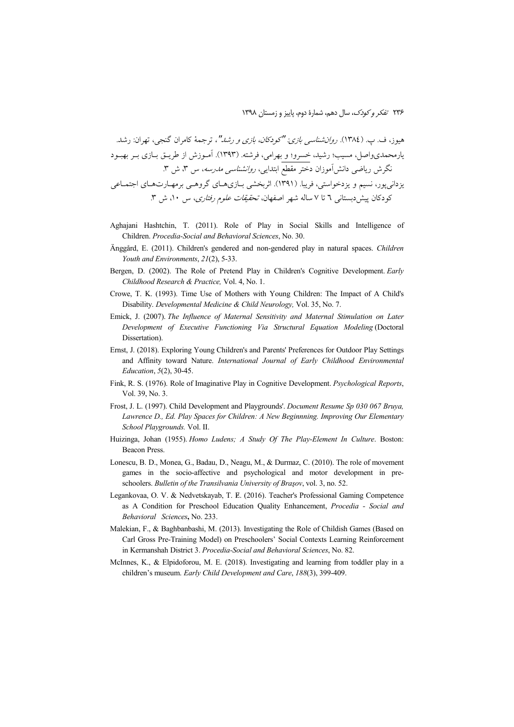هیوز، ف. پ. (۱۳۸٤). *روان‌شناسی بازی: "کودکان، بازی و رشد"*، ترجمهٔ کامران گنجی، تهران: رشد.

یارمحمدی‌واصل، مسیب؛ رشید، خسرو؛ و بهرامی، فرشته. (۱۳۹۳). آموزش از طریق بازی بر بهبود نگرش ریاضی دانش‌آموزان دختر مقطع ابتدایی، *روانشناسی مدرسه*، س ۳، ش ۳.

یزدانی‌پور، نسیم و یزدخواستی، فریبا. (۱۳۹۱). اثربخشی بازی‌های گروهی برمهارت‌های اجتماعی کودکان پیش‌دبستانی ٦ تا ۷ ساله شهر اصفهان، *تحقیقات علوم رفتاری*، س ۱۰، ش ۳.

Aghajani Hashtchin, T. (2011). Role of Play in Social Skills and Intelligence of Children. *Procedia-Social and Behavioral Sciences*, No. 30.

Änggård, E. (2011). Children's gendered and non-gendered play in natural spaces. *Children Youth and Environments*, *21*(2), 5-33.

Bergen, D. (2002). The Role of Pretend Play in Children's Cognitive Development. *Early Childhood Research & Practice,* Vol. 4, No. 1.

Crowe, T. K. (1993). Time Use of Mothers with Young Children: The Impact of A Child's Disability. *Developmental Medicine & Child Neurology,* Vol. 35, No. 7.

Emick, J. (2007). *The Influence of Maternal Sensitivity and Maternal Stimulation on Later Development of Executive Functioning Via Structural Equation Modeling* (Doctoral Dissertation).

Ernst, J. (2018). Exploring Young Children's and Parents' Preferences for Outdoor Play Settings and Affinity toward Nature. *International Journal of Early Childhood Environmental Education*, *5*(2), 30-45.

Fink, R. S. (1976). Role of Imaginative Play in Cognitive Development. *Psychological Reports*, Vol. 39, No. 3.

Frost, J. L. (1997). Child Development and Playgrounds'. *Document Resume Sp 030 067 Bruya, Lawrence D., Ed. Play Spaces for Children: A New Beginnning. Improving Our Elementary School Playgrounds.* Vol. II.

Huizinga, Johan (1955). *Homo Ludens; A Study Of The Play-Element In Culture*. Boston: Beacon Press.

Lonescu, B. D., Monea, G., Badau, D., Neagu, M., & Durmaz, C. (2010). The role of movement games in the socio-affective and psychological and motor development in pre-schoolers. *Bulletin of the Transilvania University of Braşov*, vol. 3, no. 52.

Legankovaa, O. V. & Nedvetskayab, T. E. (2016). Teacher's Professional Gaming Competence as A Condition for Preschool Education Quality Enhancement, *Procedia - Social and Behavioral Sciences***,** No. 233.

Malekian, F., & Baghbanbashi, M. (2013). Investigating the Role of Childish Games (Based on Carl Gross Pre-Training Model) on Preschoolers' Social Contexts Learning Reinforcement in Kermanshah District 3. *Procedia-Social and Behavioral Sciences*, No. 82.

McInnes, K., & Elpidoforou, M. E. (2018). Investigating and learning from toddler play in a children's museum. *Early Child Development and Care*, *188*(3), 399-409.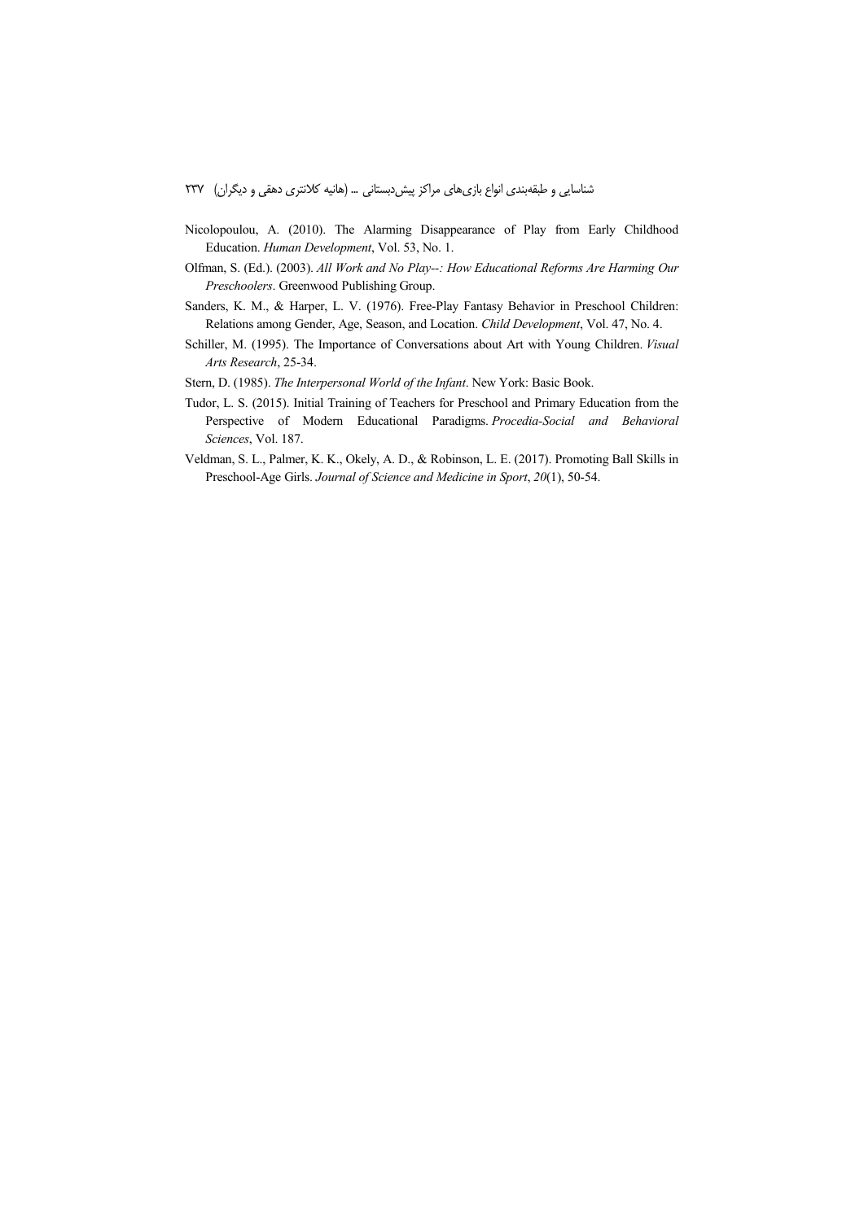Nicolopoulou, A. (2010). The Alarming Disappearance of Play from Early Childhood Education. *Human Development*, Vol. 53, No. 1.

Olfman, S. (Ed.). (2003). *All Work and No Play--: How Educational Reforms Are Harming Our Preschoolers*. Greenwood Publishing Group.

Sanders, K. M., & Harper, L. V. (1976). Free-Play Fantasy Behavior in Preschool Children: Relations among Gender, Age, Season, and Location. *Child Development*, Vol. 47, No. 4.

Schiller, M. (1995). The Importance of Conversations about Art with Young Children. *Visual Arts Research*, 25-34.

Stern, D. (1985). *The Interpersonal World of the Infant*. New York: Basic Book.

Tudor, L. S. (2015). Initial Training of Teachers for Preschool and Primary Education from the Perspective of Modern Educational Paradigms. *Procedia-Social and Behavioral Sciences*, Vol. 187.

Veldman, S. L., Palmer, K. K., Okely, A. D., & Robinson, L. E. (2017). Promoting Ball Skills in Preschool-Age Girls. *Journal of Science and Medicine in Sport*, *20*(1), 50-54.